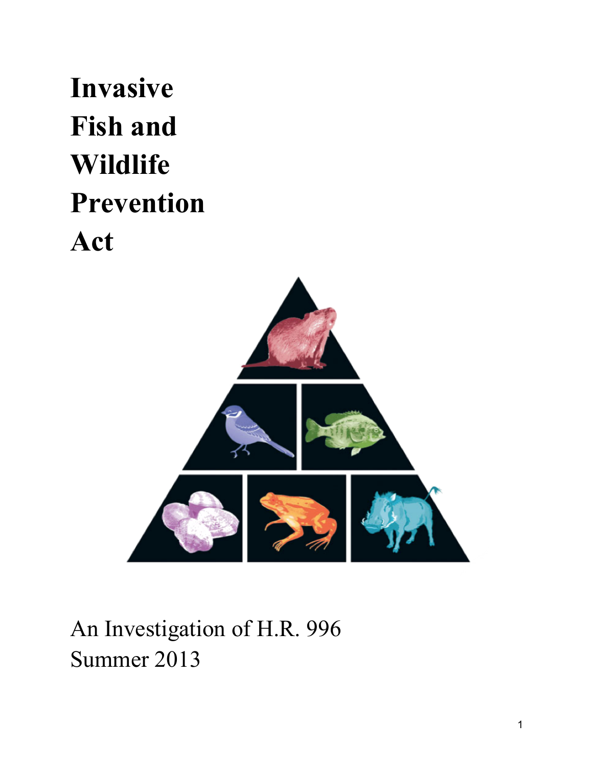# Invasive Fish and Wildlife Prevention Act

An Investigation of H.R. 996

Summer 2013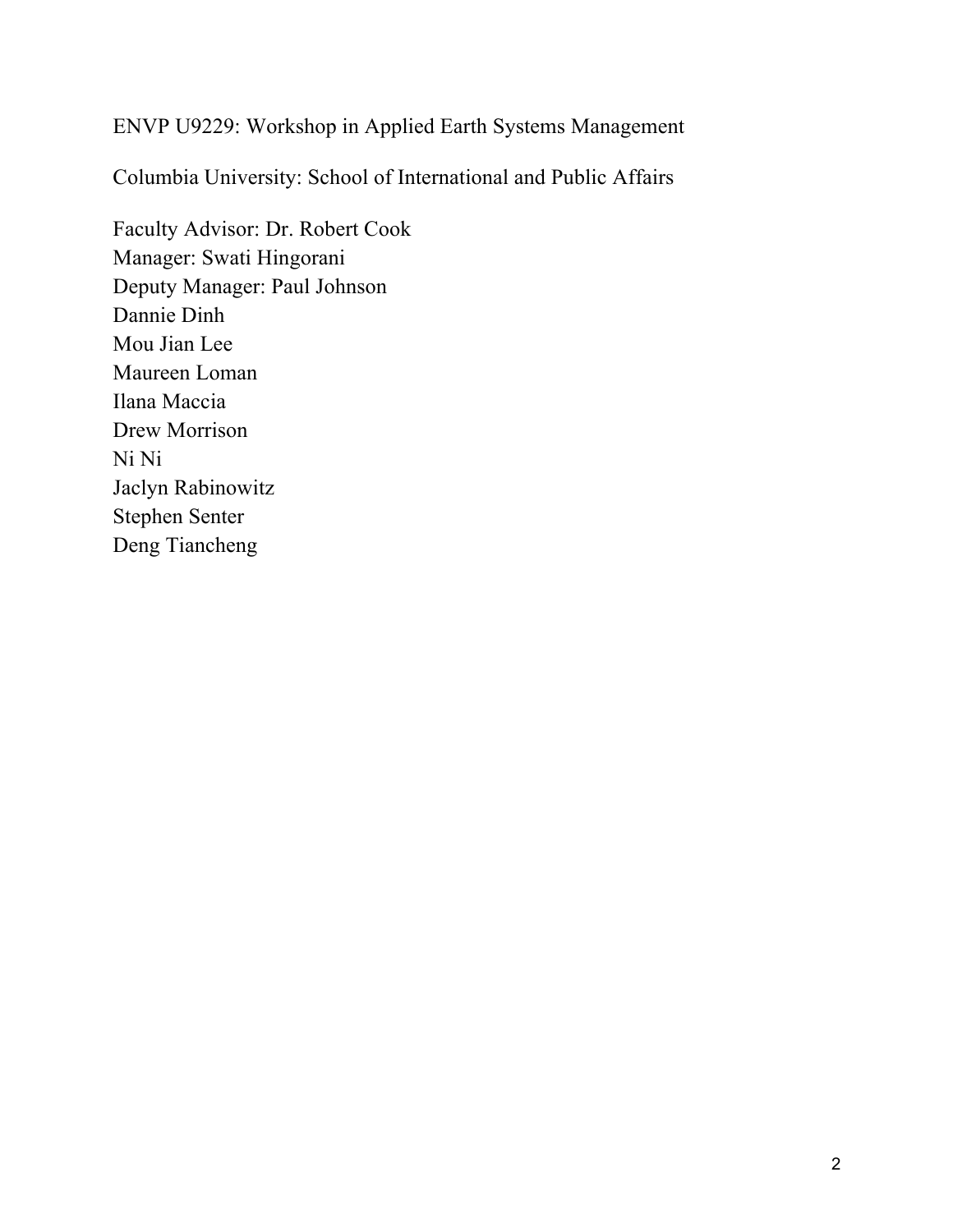ENVP U9229: Workshop in Applied Earth Systems Management

Columbia University: School of International and Public Affairs

Faculty Advisor: Dr. Robert Cook
Manager: Swati Hingorani
Deputy Manager: Paul Johnson
Dannie Dinh
Mou Jian Lee
Maureen Loman
Ilana Maccia
Drew Morrison
Ni Ni
Jaclyn Rabinowitz
Stephen Senter
Deng Tiancheng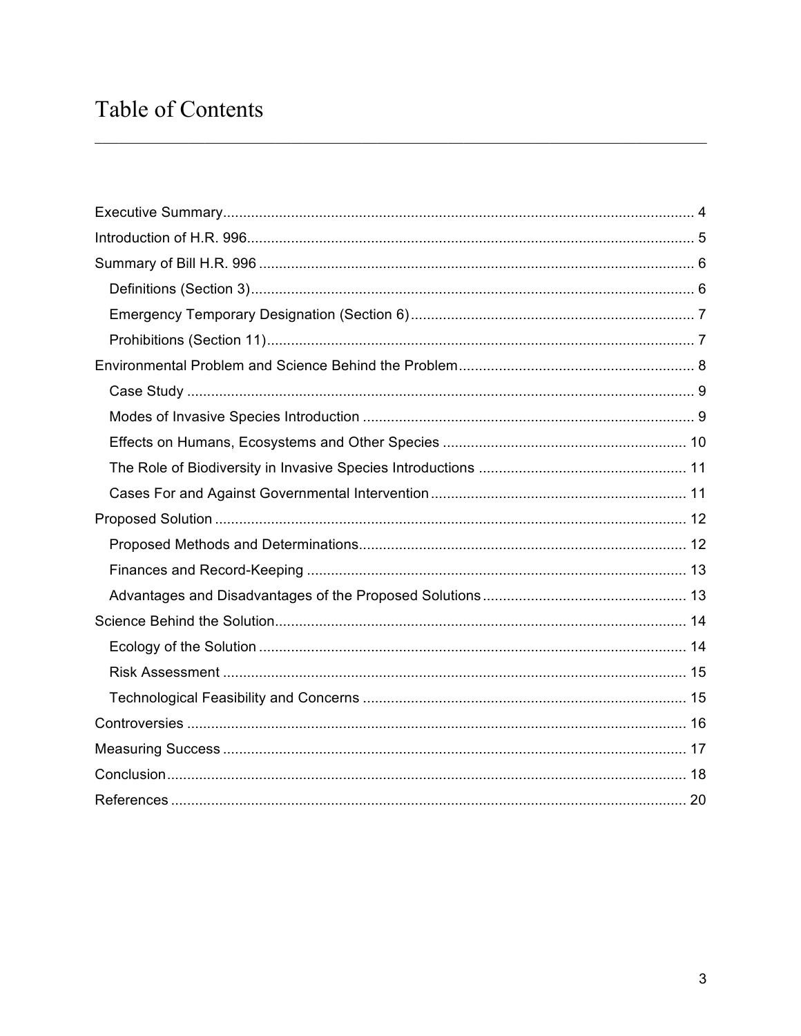# Table of Contents

- Executive Summary ..... 4
- Introduction of H.R. 996 ..... 5
- Summary of Bill H.R. 996 ..... 6
  - Definitions (Section 3) ..... 6
  - Emergency Temporary Designation (Section 6) ..... 7
  - Prohibitions (Section 11) ..... 7
- Environmental Problem and Science Behind the Problem ..... 8
  - Case Study ..... 9
  - Modes of Invasive Species Introduction ..... 9
  - Effects on Humans, Ecosystems and Other Species ..... 10
  - The Role of Biodiversity in Invasive Species Introductions ..... 11
  - Cases For and Against Governmental Intervention ..... 11
- Proposed Solution ..... 12
  - Proposed Methods and Determinations ..... 12
  - Finances and Record-Keeping ..... 13
  - Advantages and Disadvantages of the Proposed Solutions ..... 13
- Science Behind the Solution ..... 14
  - Ecology of the Solution ..... 14
  - Risk Assessment ..... 15
  - Technological Feasibility and Concerns ..... 15
- Controversies ..... 16
- Measuring Success ..... 17
- Conclusion ..... 18
- References ..... 20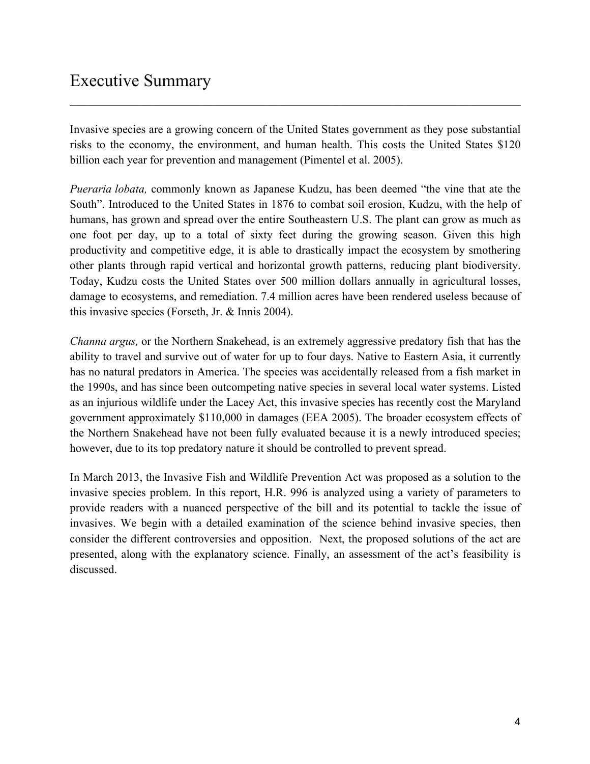# Executive Summary

Invasive species are a growing concern of the United States government as they pose substantial risks to the economy, the environment, and human health. This costs the United States $120 billion each year for prevention and management (Pimentel et al. 2005).

*Pueraria lobata,* commonly known as Japanese Kudzu, has been deemed "the vine that ate the South". Introduced to the United States in 1876 to combat soil erosion, Kudzu, with the help of humans, has grown and spread over the entire Southeastern U.S. The plant can grow as much as one foot per day, up to a total of sixty feet during the growing season. Given this high productivity and competitive edge, it is able to drastically impact the ecosystem by smothering other plants through rapid vertical and horizontal growth patterns, reducing plant biodiversity. Today, Kudzu costs the United States over 500 million dollars annually in agricultural losses, damage to ecosystems, and remediation. 7.4 million acres have been rendered useless because of this invasive species (Forseth, Jr. & Innis 2004).

*Channa argus,* or the Northern Snakehead, is an extremely aggressive predatory fish that has the ability to travel and survive out of water for up to four days. Native to Eastern Asia, it currently has no natural predators in America. The species was accidentally released from a fish market in the 1990s, and has since been outcompeting native species in several local water systems. Listed as an injurious wildlife under the Lacey Act, this invasive species has recently cost the Maryland government approximately $110,000 in damages (EEA 2005). The broader ecosystem effects of the Northern Snakehead have not been fully evaluated because it is a newly introduced species; however, due to its top predatory nature it should be controlled to prevent spread.

In March 2013, the Invasive Fish and Wildlife Prevention Act was proposed as a solution to the invasive species problem. In this report, H.R. 996 is analyzed using a variety of parameters to provide readers with a nuanced perspective of the bill and its potential to tackle the issue of invasives. We begin with a detailed examination of the science behind invasive species, then consider the different controversies and opposition. Next, the proposed solutions of the act are presented, along with the explanatory science. Finally, an assessment of the act's feasibility is discussed.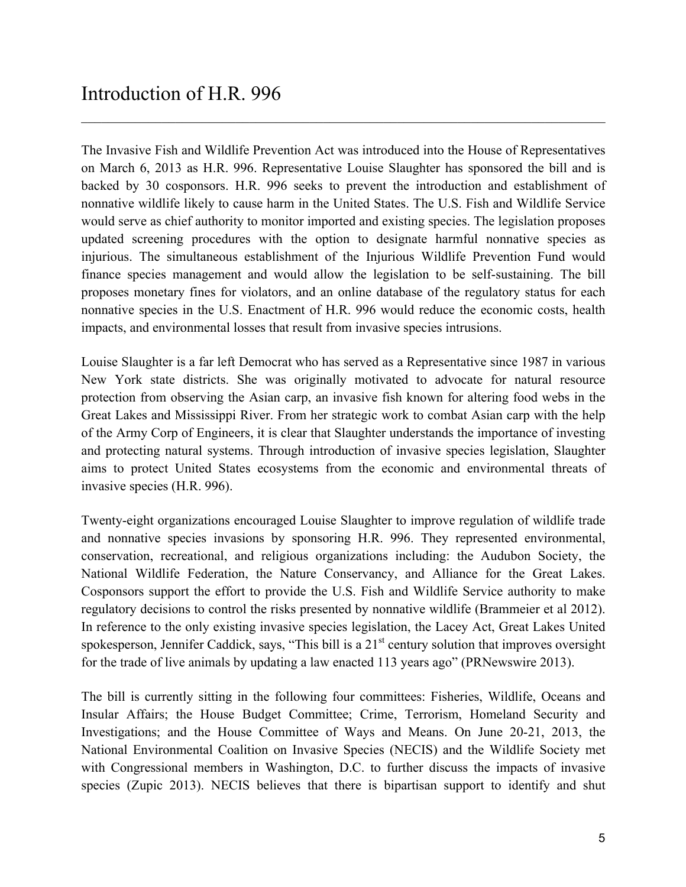# Introduction of H.R. 996

The Invasive Fish and Wildlife Prevention Act was introduced into the House of Representatives on March 6, 2013 as H.R. 996. Representative Louise Slaughter has sponsored the bill and is backed by 30 cosponsors. H.R. 996 seeks to prevent the introduction and establishment of nonnative wildlife likely to cause harm in the United States. The U.S. Fish and Wildlife Service would serve as chief authority to monitor imported and existing species. The legislation proposes updated screening procedures with the option to designate harmful nonnative species as injurious. The simultaneous establishment of the Injurious Wildlife Prevention Fund would finance species management and would allow the legislation to be self-sustaining. The bill proposes monetary fines for violators, and an online database of the regulatory status for each nonnative species in the U.S. Enactment of H.R. 996 would reduce the economic costs, health impacts, and environmental losses that result from invasive species intrusions.

Louise Slaughter is a far left Democrat who has served as a Representative since 1987 in various New York state districts. She was originally motivated to advocate for natural resource protection from observing the Asian carp, an invasive fish known for altering food webs in the Great Lakes and Mississippi River. From her strategic work to combat Asian carp with the help of the Army Corp of Engineers, it is clear that Slaughter understands the importance of investing and protecting natural systems. Through introduction of invasive species legislation, Slaughter aims to protect United States ecosystems from the economic and environmental threats of invasive species (H.R. 996).

Twenty-eight organizations encouraged Louise Slaughter to improve regulation of wildlife trade and nonnative species invasions by sponsoring H.R. 996. They represented environmental, conservation, recreational, and religious organizations including: the Audubon Society, the National Wildlife Federation, the Nature Conservancy, and Alliance for the Great Lakes. Cosponsors support the effort to provide the U.S. Fish and Wildlife Service authority to make regulatory decisions to control the risks presented by nonnative wildlife (Brammeier et al 2012). In reference to the only existing invasive species legislation, the Lacey Act, Great Lakes United spokesperson, Jennifer Caddick, says, "This bill is a 21st century solution that improves oversight for the trade of live animals by updating a law enacted 113 years ago" (PRNewswire 2013).

The bill is currently sitting in the following four committees: Fisheries, Wildlife, Oceans and Insular Affairs; the House Budget Committee; Crime, Terrorism, Homeland Security and Investigations; and the House Committee of Ways and Means. On June 20-21, 2013, the National Environmental Coalition on Invasive Species (NECIS) and the Wildlife Society met with Congressional members in Washington, D.C. to further discuss the impacts of invasive species (Zupic 2013). NECIS believes that there is bipartisan support to identify and shut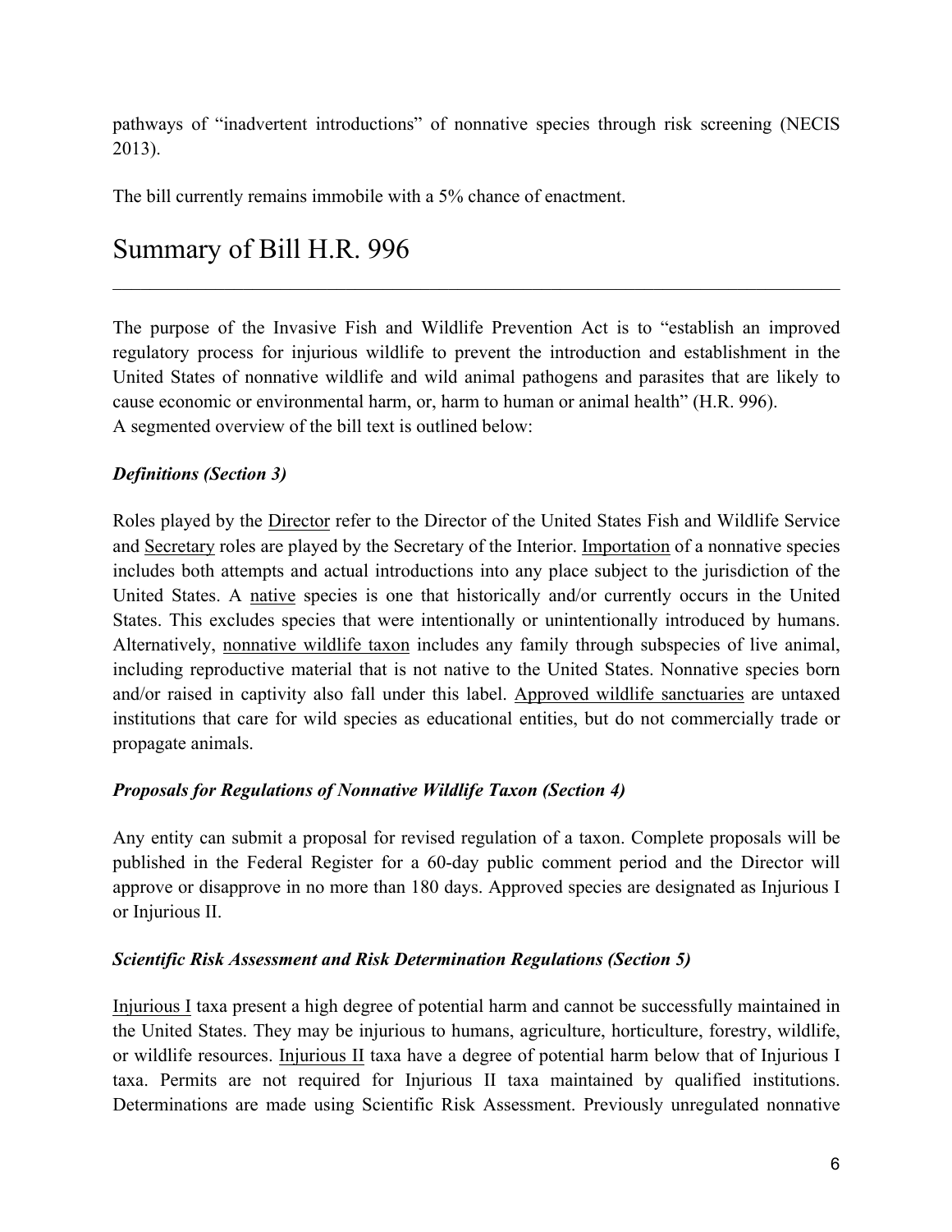pathways of "inadvertent introductions" of nonnative species through risk screening (NECIS 2013).

The bill currently remains immobile with a 5% chance of enactment.

# Summary of Bill H.R. 996

The purpose of the Invasive Fish and Wildlife Prevention Act is to "establish an improved regulatory process for injurious wildlife to prevent the introduction and establishment in the United States of nonnative wildlife and wild animal pathogens and parasites that are likely to cause economic or environmental harm, or, harm to human or animal health" (H.R. 996).
A segmented overview of the bill text is outlined below:

***Definitions (Section 3)***

Roles played by the Director refer to the Director of the United States Fish and Wildlife Service and Secretary roles are played by the Secretary of the Interior. Importation of a nonnative species includes both attempts and actual introductions into any place subject to the jurisdiction of the United States. A native species is one that historically and/or currently occurs in the United States. This excludes species that were intentionally or unintentionally introduced by humans. Alternatively, nonnative wildlife taxon includes any family through subspecies of live animal, including reproductive material that is not native to the United States. Nonnative species born and/or raised in captivity also fall under this label. Approved wildlife sanctuaries are untaxed institutions that care for wild species as educational entities, but do not commercially trade or propagate animals.

***Proposals for Regulations of Nonnative Wildlife Taxon (Section 4)***

Any entity can submit a proposal for revised regulation of a taxon. Complete proposals will be published in the Federal Register for a 60-day public comment period and the Director will approve or disapprove in no more than 180 days. Approved species are designated as Injurious I or Injurious II.

***Scientific Risk Assessment and Risk Determination Regulations (Section 5)***

Injurious I taxa present a high degree of potential harm and cannot be successfully maintained in the United States. They may be injurious to humans, agriculture, horticulture, forestry, wildlife, or wildlife resources. Injurious II taxa have a degree of potential harm below that of Injurious I taxa. Permits are not required for Injurious II taxa maintained by qualified institutions. Determinations are made using Scientific Risk Assessment. Previously unregulated nonnative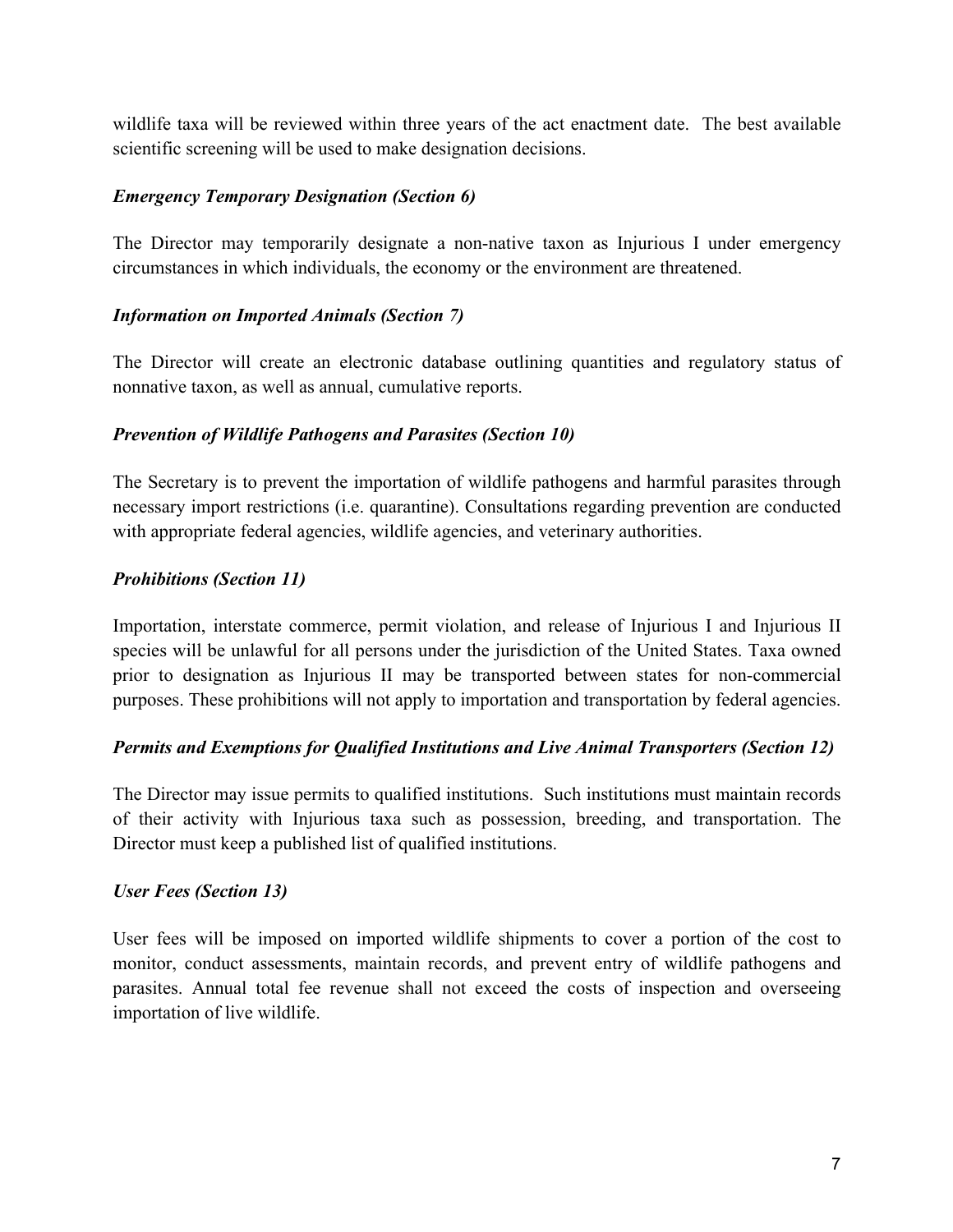wildlife taxa will be reviewed within three years of the act enactment date. The best available scientific screening will be used to make designation decisions.

### *Emergency Temporary Designation (Section 6)*

The Director may temporarily designate a non-native taxon as Injurious I under emergency circumstances in which individuals, the economy or the environment are threatened.

### *Information on Imported Animals (Section 7)*

The Director will create an electronic database outlining quantities and regulatory status of nonnative taxon, as well as annual, cumulative reports.

### *Prevention of Wildlife Pathogens and Parasites (Section 10)*

The Secretary is to prevent the importation of wildlife pathogens and harmful parasites through necessary import restrictions (i.e. quarantine). Consultations regarding prevention are conducted with appropriate federal agencies, wildlife agencies, and veterinary authorities.

### *Prohibitions (Section 11)*

Importation, interstate commerce, permit violation, and release of Injurious I and Injurious II species will be unlawful for all persons under the jurisdiction of the United States. Taxa owned prior to designation as Injurious II may be transported between states for non-commercial purposes. These prohibitions will not apply to importation and transportation by federal agencies.

### *Permits and Exemptions for Qualified Institutions and Live Animal Transporters (Section 12)*

The Director may issue permits to qualified institutions. Such institutions must maintain records of their activity with Injurious taxa such as possession, breeding, and transportation. The Director must keep a published list of qualified institutions.

### *User Fees (Section 13)*

User fees will be imposed on imported wildlife shipments to cover a portion of the cost to monitor, conduct assessments, maintain records, and prevent entry of wildlife pathogens and parasites. Annual total fee revenue shall not exceed the costs of inspection and overseeing importation of live wildlife.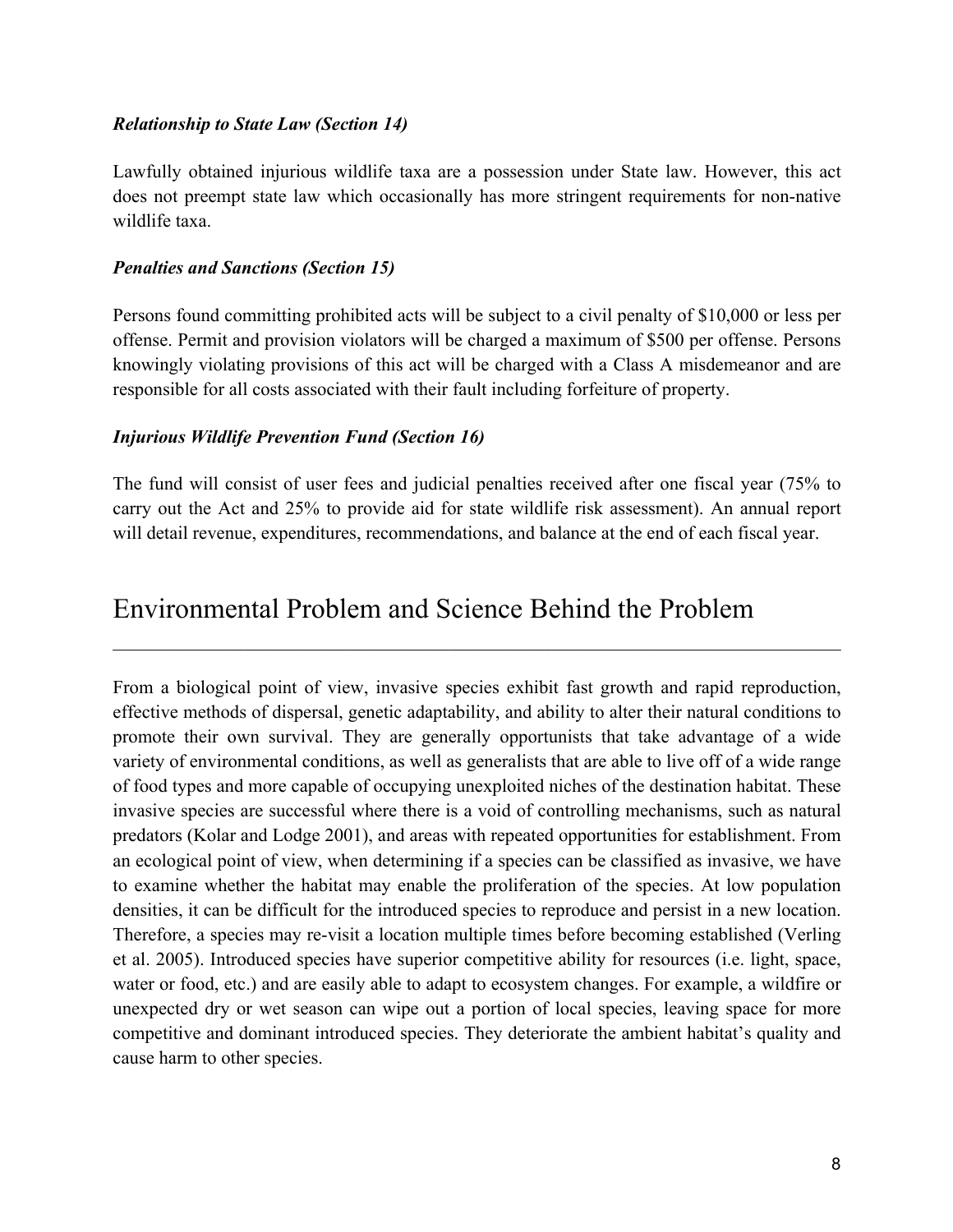### *Relationship to State Law (Section 14)*

Lawfully obtained injurious wildlife taxa are a possession under State law. However, this act does not preempt state law which occasionally has more stringent requirements for non-native wildlife taxa.

### *Penalties and Sanctions (Section 15)*

Persons found committing prohibited acts will be subject to a civil penalty of $10,000 or less per offense. Permit and provision violators will be charged a maximum of $500 per offense. Persons knowingly violating provisions of this act will be charged with a Class A misdemeanor and are responsible for all costs associated with their fault including forfeiture of property.

### *Injurious Wildlife Prevention Fund (Section 16)*

The fund will consist of user fees and judicial penalties received after one fiscal year (75% to carry out the Act and 25% to provide aid for state wildlife risk assessment). An annual report will detail revenue, expenditures, recommendations, and balance at the end of each fiscal year.

## Environmental Problem and Science Behind the Problem

From a biological point of view, invasive species exhibit fast growth and rapid reproduction, effective methods of dispersal, genetic adaptability, and ability to alter their natural conditions to promote their own survival. They are generally opportunists that take advantage of a wide variety of environmental conditions, as well as generalists that are able to live off of a wide range of food types and more capable of occupying unexploited niches of the destination habitat. These invasive species are successful where there is a void of controlling mechanisms, such as natural predators (Kolar and Lodge 2001), and areas with repeated opportunities for establishment. From an ecological point of view, when determining if a species can be classified as invasive, we have to examine whether the habitat may enable the proliferation of the species. At low population densities, it can be difficult for the introduced species to reproduce and persist in a new location. Therefore, a species may re-visit a location multiple times before becoming established (Verling et al. 2005). Introduced species have superior competitive ability for resources (i.e. light, space, water or food, etc.) and are easily able to adapt to ecosystem changes. For example, a wildfire or unexpected dry or wet season can wipe out a portion of local species, leaving space for more competitive and dominant introduced species. They deteriorate the ambient habitat's quality and cause harm to other species.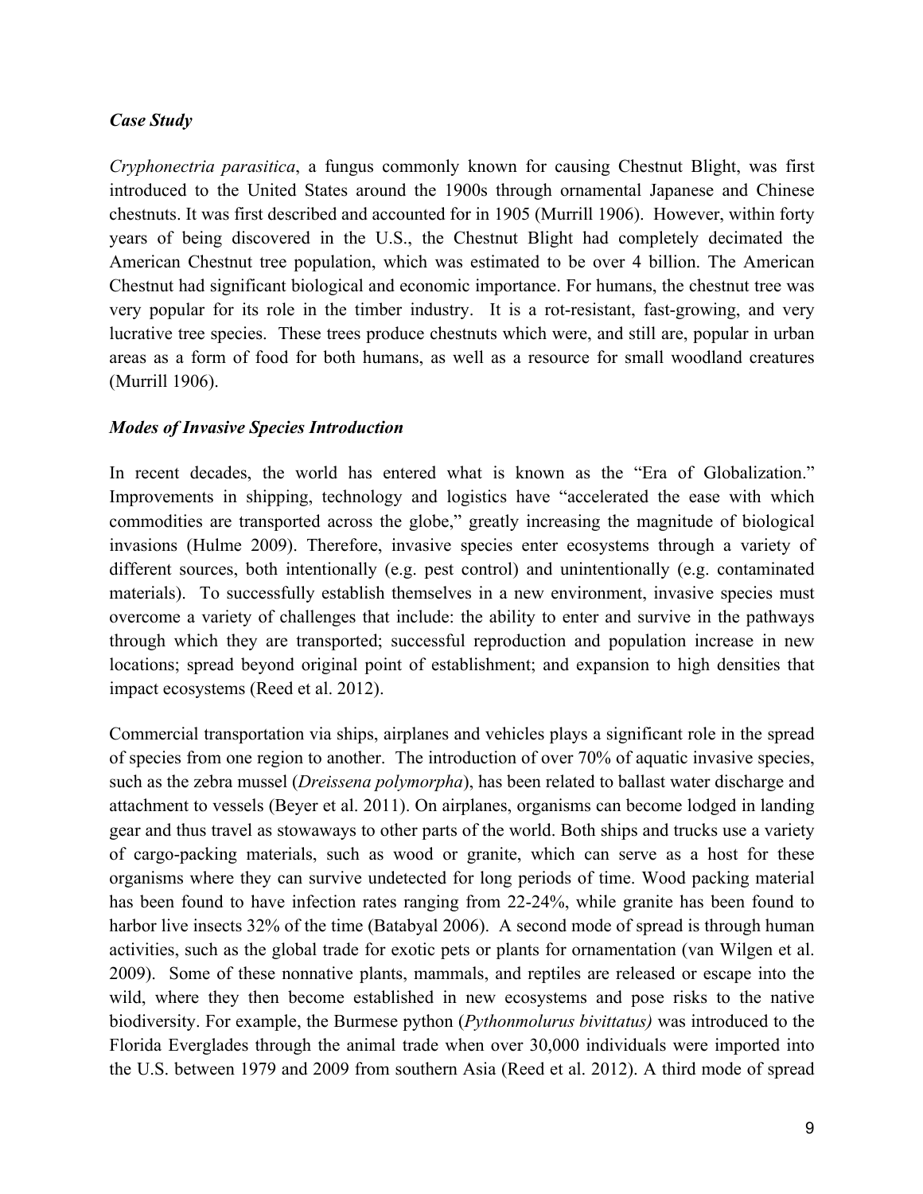***Case Study***

*Cryphonectria parasitica*, a fungus commonly known for causing Chestnut Blight, was first introduced to the United States around the 1900s through ornamental Japanese and Chinese chestnuts. It was first described and accounted for in 1905 (Murrill 1906). However, within forty years of being discovered in the U.S., the Chestnut Blight had completely decimated the American Chestnut tree population, which was estimated to be over 4 billion. The American Chestnut had significant biological and economic importance. For humans, the chestnut tree was very popular for its role in the timber industry. It is a rot-resistant, fast-growing, and very lucrative tree species. These trees produce chestnuts which were, and still are, popular in urban areas as a form of food for both humans, as well as a resource for small woodland creatures (Murrill 1906).

***Modes of Invasive Species Introduction***

In recent decades, the world has entered what is known as the "Era of Globalization." Improvements in shipping, technology and logistics have "accelerated the ease with which commodities are transported across the globe," greatly increasing the magnitude of biological invasions (Hulme 2009). Therefore, invasive species enter ecosystems through a variety of different sources, both intentionally (e.g. pest control) and unintentionally (e.g. contaminated materials). To successfully establish themselves in a new environment, invasive species must overcome a variety of challenges that include: the ability to enter and survive in the pathways through which they are transported; successful reproduction and population increase in new locations; spread beyond original point of establishment; and expansion to high densities that impact ecosystems (Reed et al. 2012).

Commercial transportation via ships, airplanes and vehicles plays a significant role in the spread of species from one region to another. The introduction of over 70% of aquatic invasive species, such as the zebra mussel (*Dreissena polymorpha*), has been related to ballast water discharge and attachment to vessels (Beyer et al. 2011). On airplanes, organisms can become lodged in landing gear and thus travel as stowaways to other parts of the world. Both ships and trucks use a variety of cargo-packing materials, such as wood or granite, which can serve as a host for these organisms where they can survive undetected for long periods of time. Wood packing material has been found to have infection rates ranging from 22-24%, while granite has been found to harbor live insects 32% of the time (Batabyal 2006). A second mode of spread is through human activities, such as the global trade for exotic pets or plants for ornamentation (van Wilgen et al. 2009). Some of these nonnative plants, mammals, and reptiles are released or escape into the wild, where they then become established in new ecosystems and pose risks to the native biodiversity. For example, the Burmese python (*Pythonmolurus bivittatus)* was introduced to the Florida Everglades through the animal trade when over 30,000 individuals were imported into the U.S. between 1979 and 2009 from southern Asia (Reed et al. 2012). A third mode of spread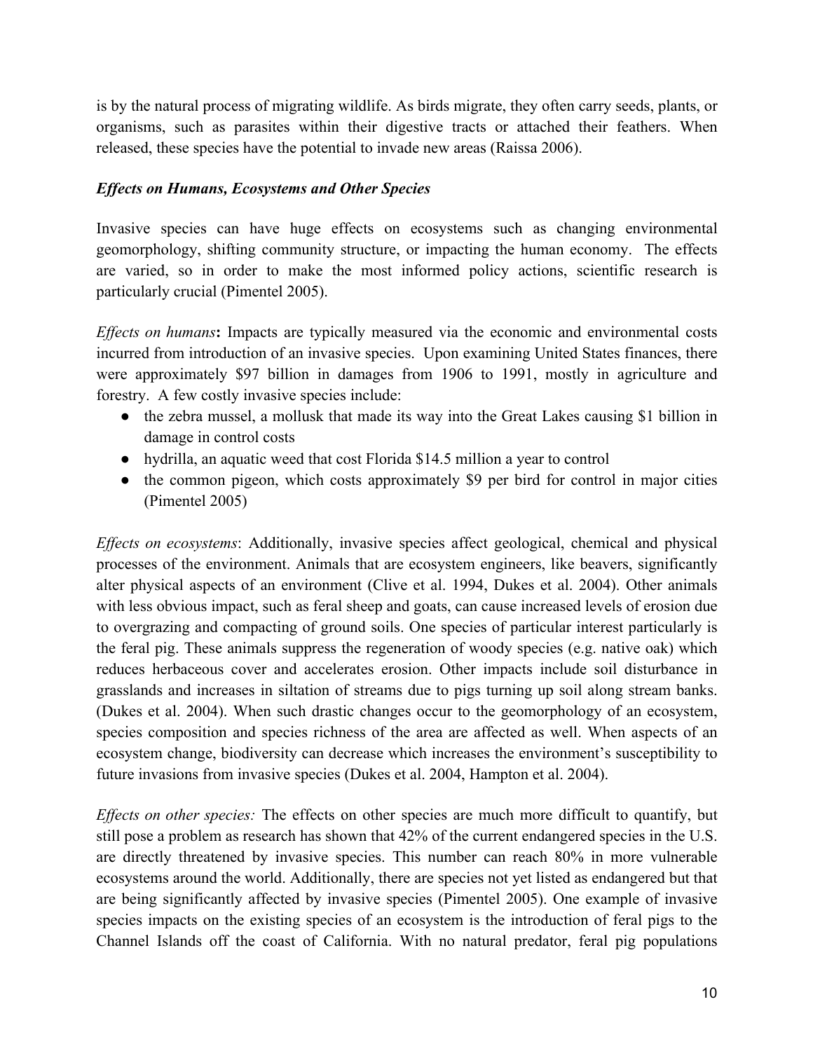is by the natural process of migrating wildlife. As birds migrate, they often carry seeds, plants, or organisms, such as parasites within their digestive tracts or attached their feathers. When released, these species have the potential to invade new areas (Raissa 2006).

### *Effects on Humans, Ecosystems and Other Species*

Invasive species can have huge effects on ecosystems such as changing environmental geomorphology, shifting community structure, or impacting the human economy. The effects are varied, so in order to make the most informed policy actions, scientific research is particularly crucial (Pimentel 2005).

*Effects on humans*: Impacts are typically measured via the economic and environmental costs incurred from introduction of an invasive species. Upon examining United States finances, there were approximately $97 billion in damages from 1906 to 1991, mostly in agriculture and forestry. A few costly invasive species include:

- the zebra mussel, a mollusk that made its way into the Great Lakes causing $1 billion in damage in control costs
- hydrilla, an aquatic weed that cost Florida $14.5 million a year to control
- the common pigeon, which costs approximately $9 per bird for control in major cities (Pimentel 2005)

*Effects on ecosystems*: Additionally, invasive species affect geological, chemical and physical processes of the environment. Animals that are ecosystem engineers, like beavers, significantly alter physical aspects of an environment (Clive et al. 1994, Dukes et al. 2004). Other animals with less obvious impact, such as feral sheep and goats, can cause increased levels of erosion due to overgrazing and compacting of ground soils. One species of particular interest particularly is the feral pig. These animals suppress the regeneration of woody species (e.g. native oak) which reduces herbaceous cover and accelerates erosion. Other impacts include soil disturbance in grasslands and increases in siltation of streams due to pigs turning up soil along stream banks. (Dukes et al. 2004). When such drastic changes occur to the geomorphology of an ecosystem, species composition and species richness of the area are affected as well. When aspects of an ecosystem change, biodiversity can decrease which increases the environment's susceptibility to future invasions from invasive species (Dukes et al. 2004, Hampton et al. 2004).

*Effects on other species:* The effects on other species are much more difficult to quantify, but still pose a problem as research has shown that 42% of the current endangered species in the U.S. are directly threatened by invasive species. This number can reach 80% in more vulnerable ecosystems around the world. Additionally, there are species not yet listed as endangered but that are being significantly affected by invasive species (Pimentel 2005). One example of invasive species impacts on the existing species of an ecosystem is the introduction of feral pigs to the Channel Islands off the coast of California. With no natural predator, feral pig populations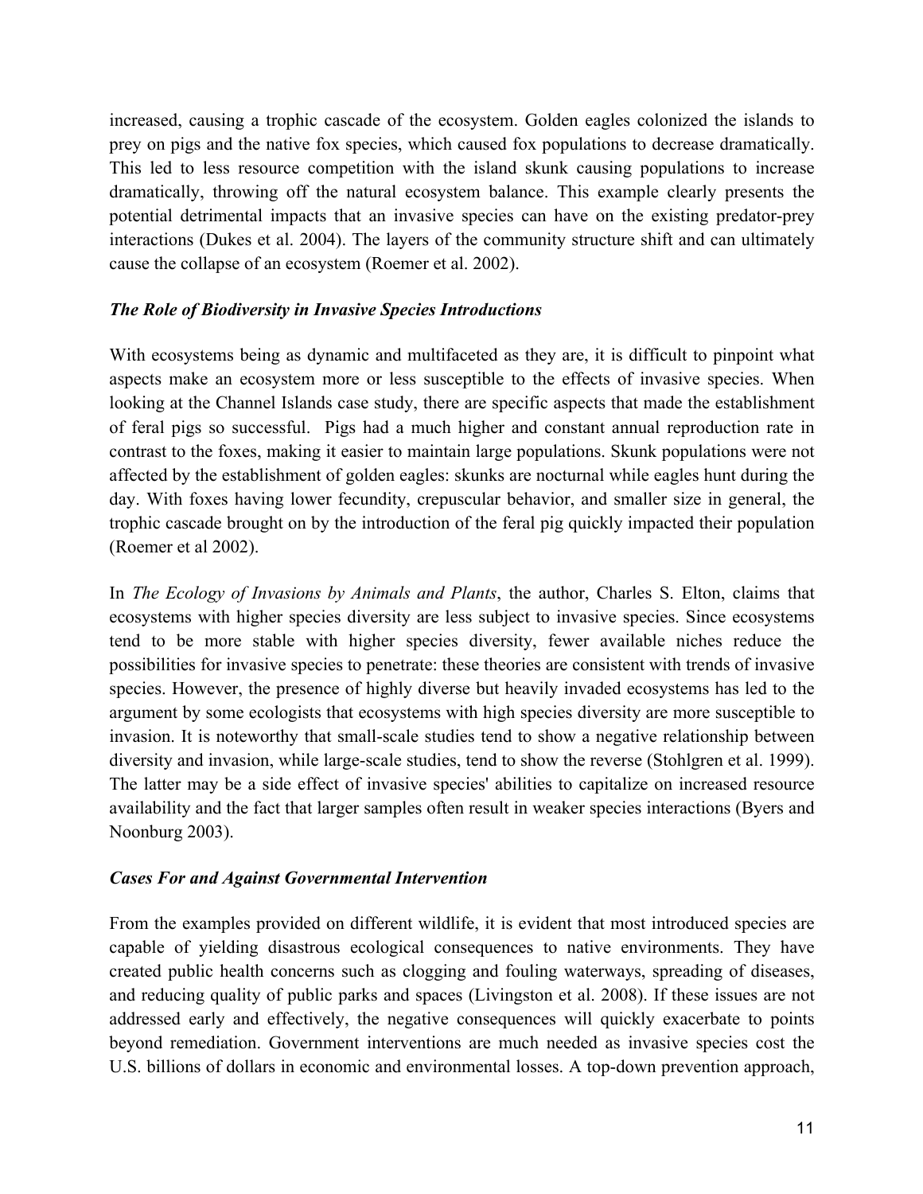increased, causing a trophic cascade of the ecosystem. Golden eagles colonized the islands to prey on pigs and the native fox species, which caused fox populations to decrease dramatically. This led to less resource competition with the island skunk causing populations to increase dramatically, throwing off the natural ecosystem balance. This example clearly presents the potential detrimental impacts that an invasive species can have on the existing predator-prey interactions (Dukes et al. 2004). The layers of the community structure shift and can ultimately cause the collapse of an ecosystem (Roemer et al. 2002).

### *The Role of Biodiversity in Invasive Species Introductions*

With ecosystems being as dynamic and multifaceted as they are, it is difficult to pinpoint what aspects make an ecosystem more or less susceptible to the effects of invasive species. When looking at the Channel Islands case study, there are specific aspects that made the establishment of feral pigs so successful. Pigs had a much higher and constant annual reproduction rate in contrast to the foxes, making it easier to maintain large populations. Skunk populations were not affected by the establishment of golden eagles: skunks are nocturnal while eagles hunt during the day. With foxes having lower fecundity, crepuscular behavior, and smaller size in general, the trophic cascade brought on by the introduction of the feral pig quickly impacted their population (Roemer et al 2002).

In *The Ecology of Invasions by Animals and Plants*, the author, Charles S. Elton, claims that ecosystems with higher species diversity are less subject to invasive species. Since ecosystems tend to be more stable with higher species diversity, fewer available niches reduce the possibilities for invasive species to penetrate: these theories are consistent with trends of invasive species. However, the presence of highly diverse but heavily invaded ecosystems has led to the argument by some ecologists that ecosystems with high species diversity are more susceptible to invasion. It is noteworthy that small-scale studies tend to show a negative relationship between diversity and invasion, while large-scale studies, tend to show the reverse (Stohlgren et al. 1999). The latter may be a side effect of invasive species' abilities to capitalize on increased resource availability and the fact that larger samples often result in weaker species interactions (Byers and Noonburg 2003).

### *Cases For and Against Governmental Intervention*

From the examples provided on different wildlife, it is evident that most introduced species are capable of yielding disastrous ecological consequences to native environments. They have created public health concerns such as clogging and fouling waterways, spreading of diseases, and reducing quality of public parks and spaces (Livingston et al. 2008). If these issues are not addressed early and effectively, the negative consequences will quickly exacerbate to points beyond remediation. Government interventions are much needed as invasive species cost the U.S. billions of dollars in economic and environmental losses. A top-down prevention approach,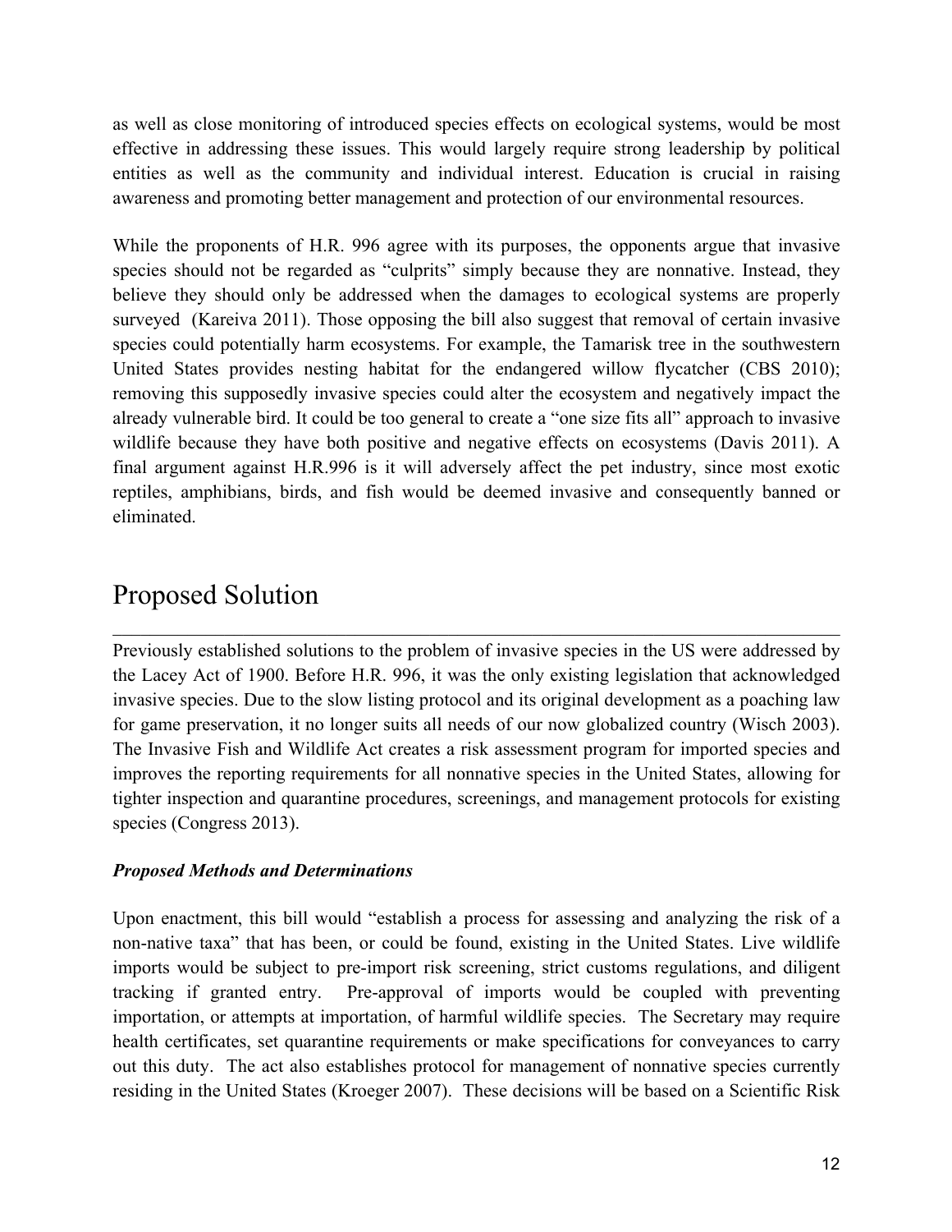as well as close monitoring of introduced species effects on ecological systems, would be most effective in addressing these issues. This would largely require strong leadership by political entities as well as the community and individual interest. Education is crucial in raising awareness and promoting better management and protection of our environmental resources.

While the proponents of H.R. 996 agree with its purposes, the opponents argue that invasive species should not be regarded as "culprits" simply because they are nonnative. Instead, they believe they should only be addressed when the damages to ecological systems are properly surveyed (Kareiva 2011). Those opposing the bill also suggest that removal of certain invasive species could potentially harm ecosystems. For example, the Tamarisk tree in the southwestern United States provides nesting habitat for the endangered willow flycatcher (CBS 2010); removing this supposedly invasive species could alter the ecosystem and negatively impact the already vulnerable bird. It could be too general to create a "one size fits all" approach to invasive wildlife because they have both positive and negative effects on ecosystems (Davis 2011). A final argument against H.R.996 is it will adversely affect the pet industry, since most exotic reptiles, amphibians, birds, and fish would be deemed invasive and consequently banned or eliminated.

# Proposed Solution

Previously established solutions to the problem of invasive species in the US were addressed by the Lacey Act of 1900. Before H.R. 996, it was the only existing legislation that acknowledged invasive species. Due to the slow listing protocol and its original development as a poaching law for game preservation, it no longer suits all needs of our now globalized country (Wisch 2003). The Invasive Fish and Wildlife Act creates a risk assessment program for imported species and improves the reporting requirements for all nonnative species in the United States, allowing for tighter inspection and quarantine procedures, screenings, and management protocols for existing species (Congress 2013).

### *Proposed Methods and Determinations*

Upon enactment, this bill would "establish a process for assessing and analyzing the risk of a non-native taxa" that has been, or could be found, existing in the United States. Live wildlife imports would be subject to pre-import risk screening, strict customs regulations, and diligent tracking if granted entry. Pre-approval of imports would be coupled with preventing importation, or attempts at importation, of harmful wildlife species. The Secretary may require health certificates, set quarantine requirements or make specifications for conveyances to carry out this duty. The act also establishes protocol for management of nonnative species currently residing in the United States (Kroeger 2007). These decisions will be based on a Scientific Risk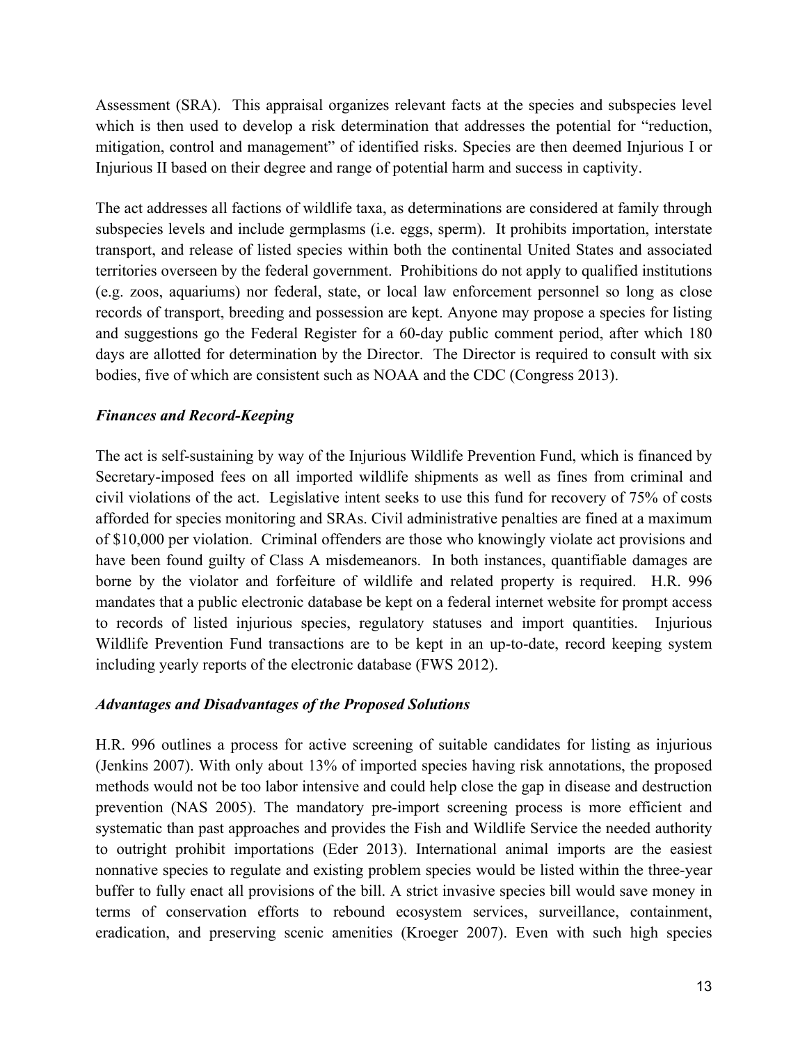Assessment (SRA). This appraisal organizes relevant facts at the species and subspecies level which is then used to develop a risk determination that addresses the potential for "reduction, mitigation, control and management" of identified risks. Species are then deemed Injurious I or Injurious II based on their degree and range of potential harm and success in captivity.

The act addresses all factions of wildlife taxa, as determinations are considered at family through subspecies levels and include germplasms (i.e. eggs, sperm). It prohibits importation, interstate transport, and release of listed species within both the continental United States and associated territories overseen by the federal government. Prohibitions do not apply to qualified institutions (e.g. zoos, aquariums) nor federal, state, or local law enforcement personnel so long as close records of transport, breeding and possession are kept. Anyone may propose a species for listing and suggestions go the Federal Register for a 60-day public comment period, after which 180 days are allotted for determination by the Director. The Director is required to consult with six bodies, five of which are consistent such as NOAA and the CDC (Congress 2013).

### *Finances and Record-Keeping*

The act is self-sustaining by way of the Injurious Wildlife Prevention Fund, which is financed by Secretary-imposed fees on all imported wildlife shipments as well as fines from criminal and civil violations of the act. Legislative intent seeks to use this fund for recovery of 75% of costs afforded for species monitoring and SRAs. Civil administrative penalties are fined at a maximum of $10,000 per violation. Criminal offenders are those who knowingly violate act provisions and have been found guilty of Class A misdemeanors. In both instances, quantifiable damages are borne by the violator and forfeiture of wildlife and related property is required. H.R. 996 mandates that a public electronic database be kept on a federal internet website for prompt access to records of listed injurious species, regulatory statuses and import quantities. Injurious Wildlife Prevention Fund transactions are to be kept in an up-to-date, record keeping system including yearly reports of the electronic database (FWS 2012).

### *Advantages and Disadvantages of the Proposed Solutions*

H.R. 996 outlines a process for active screening of suitable candidates for listing as injurious (Jenkins 2007). With only about 13% of imported species having risk annotations, the proposed methods would not be too labor intensive and could help close the gap in disease and destruction prevention (NAS 2005). The mandatory pre-import screening process is more efficient and systematic than past approaches and provides the Fish and Wildlife Service the needed authority to outright prohibit importations (Eder 2013). International animal imports are the easiest nonnative species to regulate and existing problem species would be listed within the three-year buffer to fully enact all provisions of the bill. A strict invasive species bill would save money in terms of conservation efforts to rebound ecosystem services, surveillance, containment, eradication, and preserving scenic amenities (Kroeger 2007). Even with such high species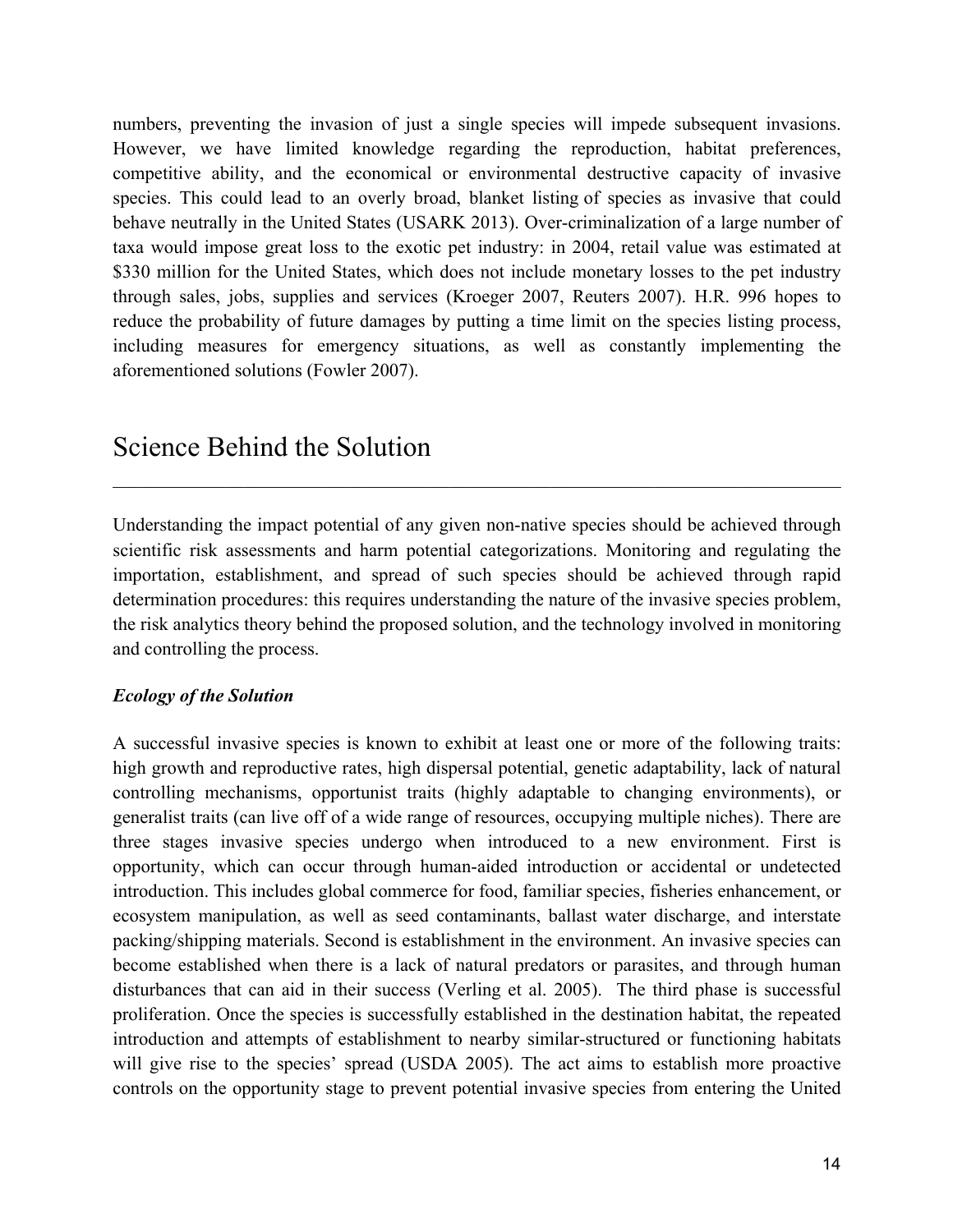numbers, preventing the invasion of just a single species will impede subsequent invasions. However, we have limited knowledge regarding the reproduction, habitat preferences, competitive ability, and the economical or environmental destructive capacity of invasive species. This could lead to an overly broad, blanket listing of species as invasive that could behave neutrally in the United States (USARK 2013). Over-criminalization of a large number of taxa would impose great loss to the exotic pet industry: in 2004, retail value was estimated at $330 million for the United States, which does not include monetary losses to the pet industry through sales, jobs, supplies and services (Kroeger 2007, Reuters 2007). H.R. 996 hopes to reduce the probability of future damages by putting a time limit on the species listing process, including measures for emergency situations, as well as constantly implementing the aforementioned solutions (Fowler 2007).

# Science Behind the Solution

Understanding the impact potential of any given non-native species should be achieved through scientific risk assessments and harm potential categorizations. Monitoring and regulating the importation, establishment, and spread of such species should be achieved through rapid determination procedures: this requires understanding the nature of the invasive species problem, the risk analytics theory behind the proposed solution, and the technology involved in monitoring and controlling the process.

***Ecology of the Solution***

A successful invasive species is known to exhibit at least one or more of the following traits: high growth and reproductive rates, high dispersal potential, genetic adaptability, lack of natural controlling mechanisms, opportunist traits (highly adaptable to changing environments), or generalist traits (can live off of a wide range of resources, occupying multiple niches). There are three stages invasive species undergo when introduced to a new environment. First is opportunity, which can occur through human-aided introduction or accidental or undetected introduction. This includes global commerce for food, familiar species, fisheries enhancement, or ecosystem manipulation, as well as seed contaminants, ballast water discharge, and interstate packing/shipping materials. Second is establishment in the environment. An invasive species can become established when there is a lack of natural predators or parasites, and through human disturbances that can aid in their success (Verling et al. 2005). The third phase is successful proliferation. Once the species is successfully established in the destination habitat, the repeated introduction and attempts of establishment to nearby similar-structured or functioning habitats will give rise to the species' spread (USDA 2005). The act aims to establish more proactive controls on the opportunity stage to prevent potential invasive species from entering the United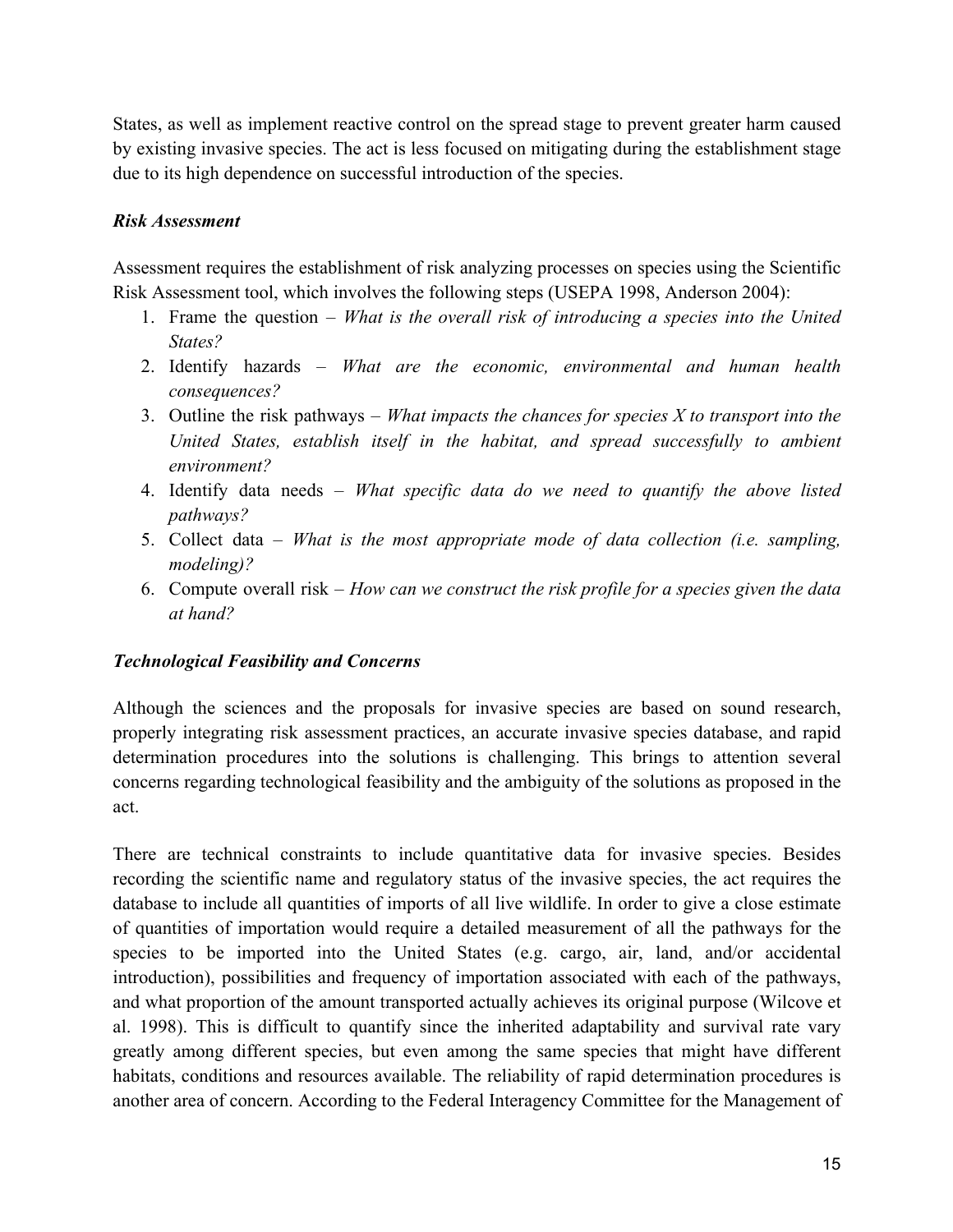States, as well as implement reactive control on the spread stage to prevent greater harm caused by existing invasive species. The act is less focused on mitigating during the establishment stage due to its high dependence on successful introduction of the species.

***Risk Assessment***

Assessment requires the establishment of risk analyzing processes on species using the Scientific Risk Assessment tool, which involves the following steps (USEPA 1998, Anderson 2004):

1. Frame the question – *What is the overall risk of introducing a species into the United States?*
2. Identify hazards – *What are the economic, environmental and human health consequences?*
3. Outline the risk pathways – *What impacts the chances for species X to transport into the United States, establish itself in the habitat, and spread successfully to ambient environment?*
4. Identify data needs – *What specific data do we need to quantify the above listed pathways?*
5. Collect data – *What is the most appropriate mode of data collection (i.e. sampling, modeling)?*
6. Compute overall risk – *How can we construct the risk profile for a species given the data at hand?*

***Technological Feasibility and Concerns***

Although the sciences and the proposals for invasive species are based on sound research, properly integrating risk assessment practices, an accurate invasive species database, and rapid determination procedures into the solutions is challenging. This brings to attention several concerns regarding technological feasibility and the ambiguity of the solutions as proposed in the act.

There are technical constraints to include quantitative data for invasive species. Besides recording the scientific name and regulatory status of the invasive species, the act requires the database to include all quantities of imports of all live wildlife. In order to give a close estimate of quantities of importation would require a detailed measurement of all the pathways for the species to be imported into the United States (e.g. cargo, air, land, and/or accidental introduction), possibilities and frequency of importation associated with each of the pathways, and what proportion of the amount transported actually achieves its original purpose (Wilcove et al. 1998). This is difficult to quantify since the inherited adaptability and survival rate vary greatly among different species, but even among the same species that might have different habitats, conditions and resources available. The reliability of rapid determination procedures is another area of concern. According to the Federal Interagency Committee for the Management of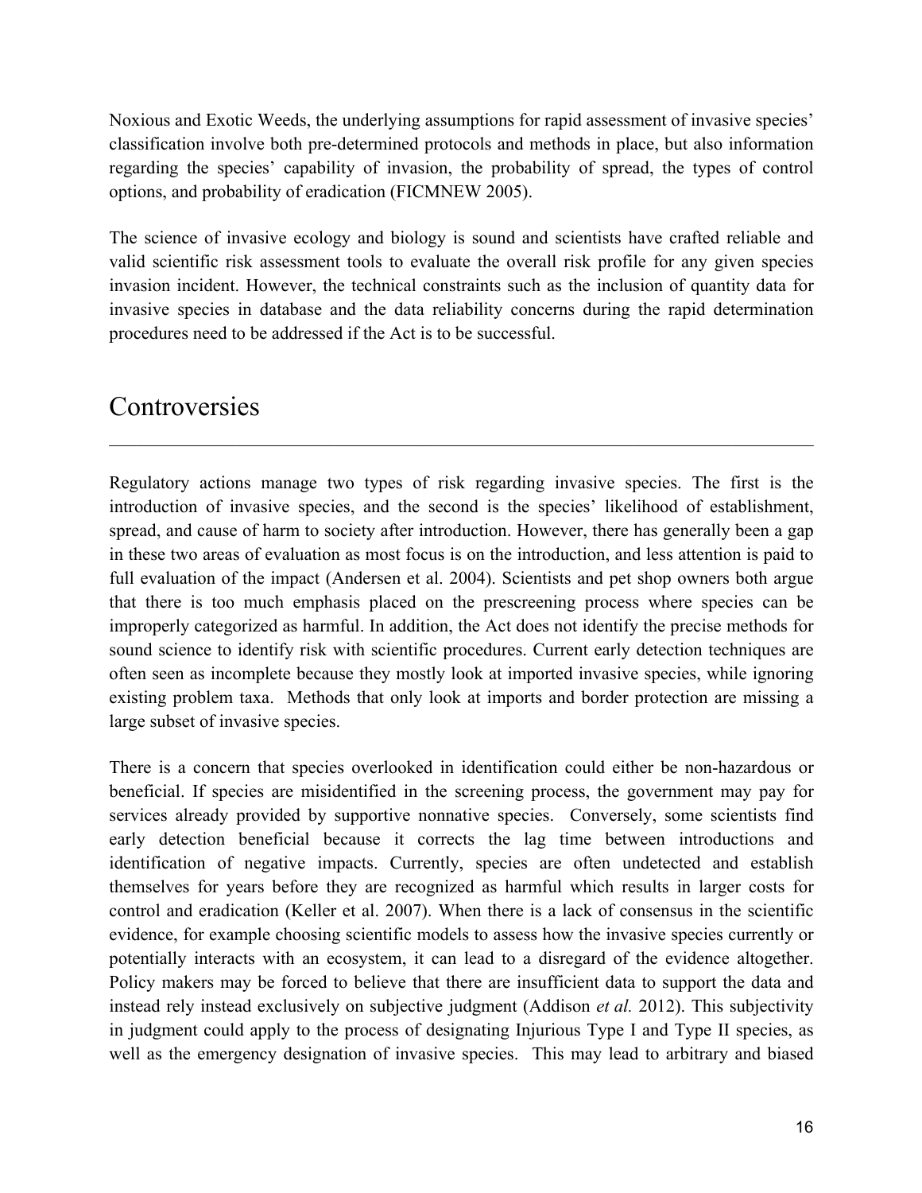Noxious and Exotic Weeds, the underlying assumptions for rapid assessment of invasive species' classification involve both pre-determined protocols and methods in place, but also information regarding the species' capability of invasion, the probability of spread, the types of control options, and probability of eradication (FICMNEW 2005).

The science of invasive ecology and biology is sound and scientists have crafted reliable and valid scientific risk assessment tools to evaluate the overall risk profile for any given species invasion incident. However, the technical constraints such as the inclusion of quantity data for invasive species in database and the data reliability concerns during the rapid determination procedures need to be addressed if the Act is to be successful.

# Controversies

Regulatory actions manage two types of risk regarding invasive species. The first is the introduction of invasive species, and the second is the species' likelihood of establishment, spread, and cause of harm to society after introduction. However, there has generally been a gap in these two areas of evaluation as most focus is on the introduction, and less attention is paid to full evaluation of the impact (Andersen et al. 2004). Scientists and pet shop owners both argue that there is too much emphasis placed on the prescreening process where species can be improperly categorized as harmful. In addition, the Act does not identify the precise methods for sound science to identify risk with scientific procedures. Current early detection techniques are often seen as incomplete because they mostly look at imported invasive species, while ignoring existing problem taxa. Methods that only look at imports and border protection are missing a large subset of invasive species.

There is a concern that species overlooked in identification could either be non-hazardous or beneficial. If species are misidentified in the screening process, the government may pay for services already provided by supportive nonnative species. Conversely, some scientists find early detection beneficial because it corrects the lag time between introductions and identification of negative impacts. Currently, species are often undetected and establish themselves for years before they are recognized as harmful which results in larger costs for control and eradication (Keller et al. 2007). When there is a lack of consensus in the scientific evidence, for example choosing scientific models to assess how the invasive species currently or potentially interacts with an ecosystem, it can lead to a disregard of the evidence altogether. Policy makers may be forced to believe that there are insufficient data to support the data and instead rely instead exclusively on subjective judgment (Addison *et al.* 2012). This subjectivity in judgment could apply to the process of designating Injurious Type I and Type II species, as well as the emergency designation of invasive species. This may lead to arbitrary and biased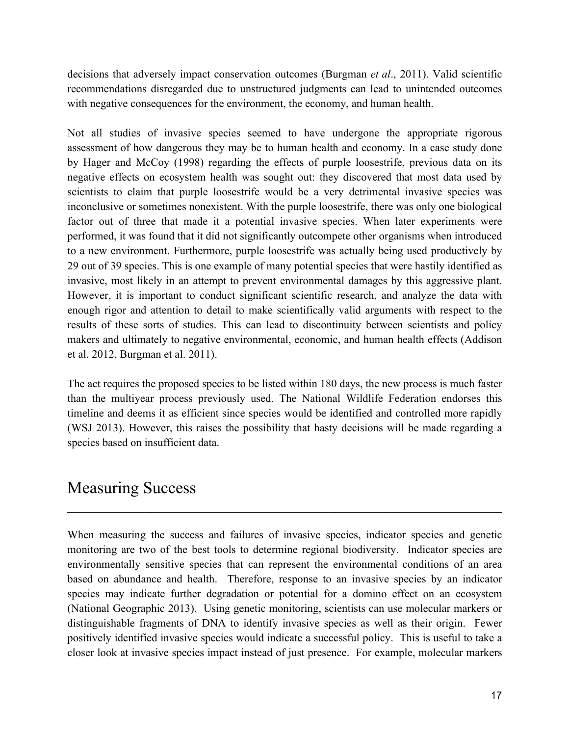decisions that adversely impact conservation outcomes (Burgman *et al*., 2011). Valid scientific recommendations disregarded due to unstructured judgments can lead to unintended outcomes with negative consequences for the environment, the economy, and human health.

Not all studies of invasive species seemed to have undergone the appropriate rigorous assessment of how dangerous they may be to human health and economy. In a case study done by Hager and McCoy (1998) regarding the effects of purple loosestrife, previous data on its negative effects on ecosystem health was sought out: they discovered that most data used by scientists to claim that purple loosestrife would be a very detrimental invasive species was inconclusive or sometimes nonexistent. With the purple loosestrife, there was only one biological factor out of three that made it a potential invasive species. When later experiments were performed, it was found that it did not significantly outcompete other organisms when introduced to a new environment. Furthermore, purple loosestrife was actually being used productively by 29 out of 39 species. This is one example of many potential species that were hastily identified as invasive, most likely in an attempt to prevent environmental damages by this aggressive plant. However, it is important to conduct significant scientific research, and analyze the data with enough rigor and attention to detail to make scientifically valid arguments with respect to the results of these sorts of studies. This can lead to discontinuity between scientists and policy makers and ultimately to negative environmental, economic, and human health effects (Addison et al. 2012, Burgman et al. 2011).

The act requires the proposed species to be listed within 180 days, the new process is much faster than the multiyear process previously used. The National Wildlife Federation endorses this timeline and deems it as efficient since species would be identified and controlled more rapidly (WSJ 2013). However, this raises the possibility that hasty decisions will be made regarding a species based on insufficient data.

# Measuring Success

When measuring the success and failures of invasive species, indicator species and genetic monitoring are two of the best tools to determine regional biodiversity. Indicator species are environmentally sensitive species that can represent the environmental conditions of an area based on abundance and health. Therefore, response to an invasive species by an indicator species may indicate further degradation or potential for a domino effect on an ecosystem (National Geographic 2013). Using genetic monitoring, scientists can use molecular markers or distinguishable fragments of DNA to identify invasive species as well as their origin. Fewer positively identified invasive species would indicate a successful policy. This is useful to take a closer look at invasive species impact instead of just presence. For example, molecular markers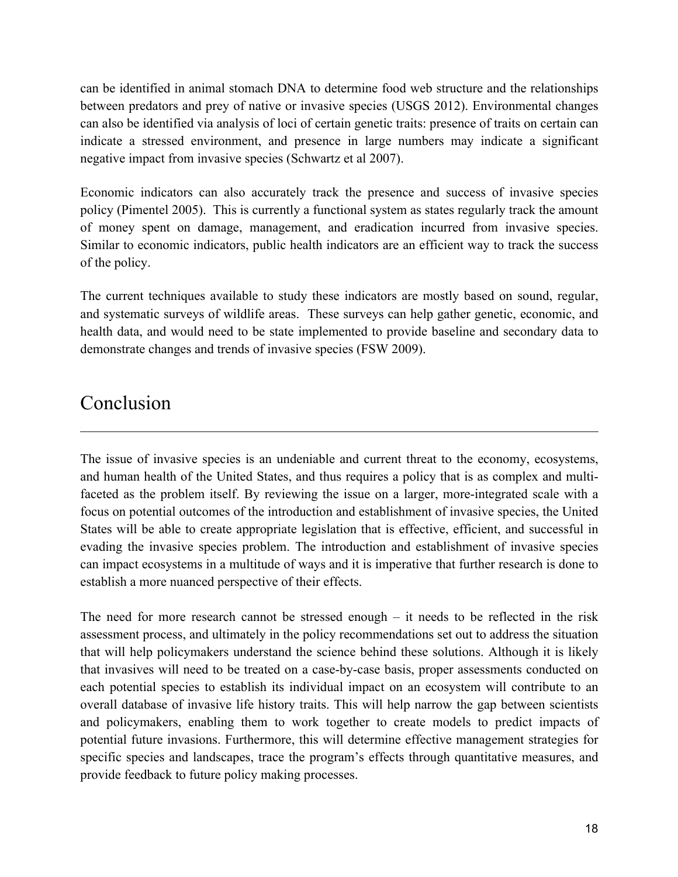can be identified in animal stomach DNA to determine food web structure and the relationships between predators and prey of native or invasive species (USGS 2012). Environmental changes can also be identified via analysis of loci of certain genetic traits: presence of traits on certain can indicate a stressed environment, and presence in large numbers may indicate a significant negative impact from invasive species (Schwartz et al 2007).

Economic indicators can also accurately track the presence and success of invasive species policy (Pimentel 2005). This is currently a functional system as states regularly track the amount of money spent on damage, management, and eradication incurred from invasive species. Similar to economic indicators, public health indicators are an efficient way to track the success of the policy.

The current techniques available to study these indicators are mostly based on sound, regular, and systematic surveys of wildlife areas. These surveys can help gather genetic, economic, and health data, and would need to be state implemented to provide baseline and secondary data to demonstrate changes and trends of invasive species (FSW 2009).

# Conclusion

The issue of invasive species is an undeniable and current threat to the economy, ecosystems, and human health of the United States, and thus requires a policy that is as complex and multi-faceted as the problem itself. By reviewing the issue on a larger, more-integrated scale with a focus on potential outcomes of the introduction and establishment of invasive species, the United States will be able to create appropriate legislation that is effective, efficient, and successful in evading the invasive species problem. The introduction and establishment of invasive species can impact ecosystems in a multitude of ways and it is imperative that further research is done to establish a more nuanced perspective of their effects.

The need for more research cannot be stressed enough – it needs to be reflected in the risk assessment process, and ultimately in the policy recommendations set out to address the situation that will help policymakers understand the science behind these solutions. Although it is likely that invasives will need to be treated on a case-by-case basis, proper assessments conducted on each potential species to establish its individual impact on an ecosystem will contribute to an overall database of invasive life history traits. This will help narrow the gap between scientists and policymakers, enabling them to work together to create models to predict impacts of potential future invasions. Furthermore, this will determine effective management strategies for specific species and landscapes, trace the program's effects through quantitative measures, and provide feedback to future policy making processes.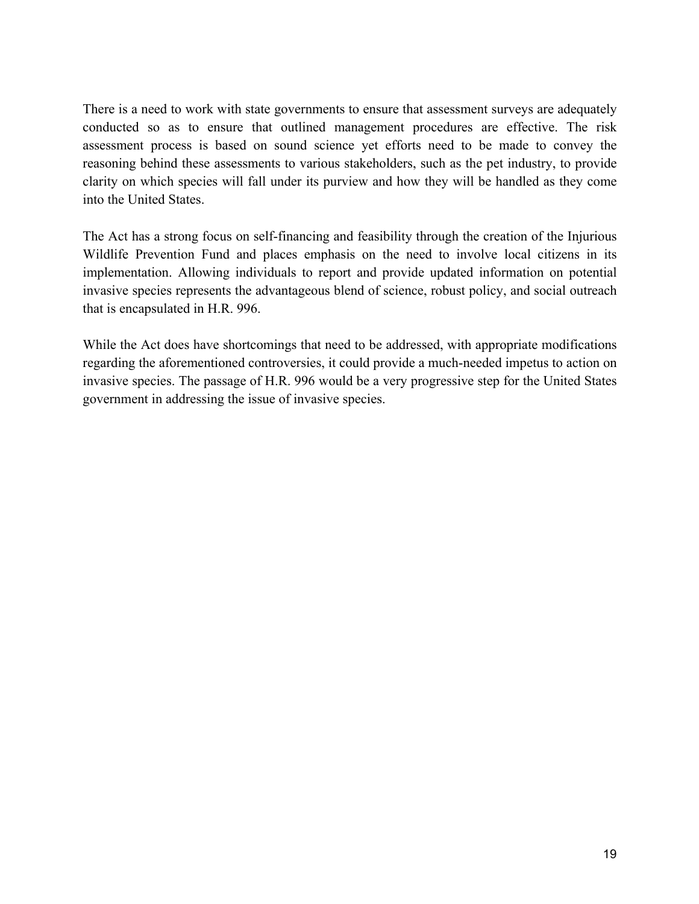There is a need to work with state governments to ensure that assessment surveys are adequately conducted so as to ensure that outlined management procedures are effective. The risk assessment process is based on sound science yet efforts need to be made to convey the reasoning behind these assessments to various stakeholders, such as the pet industry, to provide clarity on which species will fall under its purview and how they will be handled as they come into the United States.

The Act has a strong focus on self-financing and feasibility through the creation of the Injurious Wildlife Prevention Fund and places emphasis on the need to involve local citizens in its implementation. Allowing individuals to report and provide updated information on potential invasive species represents the advantageous blend of science, robust policy, and social outreach that is encapsulated in H.R. 996.

While the Act does have shortcomings that need to be addressed, with appropriate modifications regarding the aforementioned controversies, it could provide a much-needed impetus to action on invasive species. The passage of H.R. 996 would be a very progressive step for the United States government in addressing the issue of invasive species.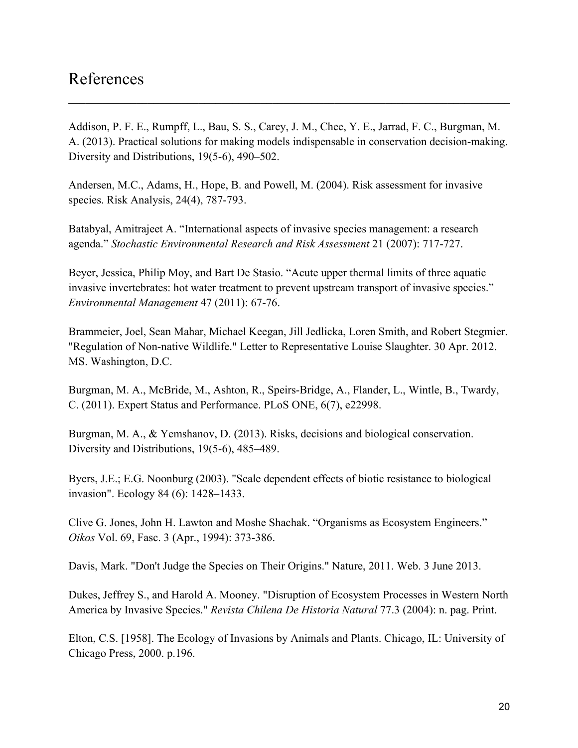# References

Addison, P. F. E., Rumpff, L., Bau, S. S., Carey, J. M., Chee, Y. E., Jarrad, F. C., Burgman, M. A. (2013). Practical solutions for making models indispensable in conservation decision-making. Diversity and Distributions, 19(5-6), 490–502.

Andersen, M.C., Adams, H., Hope, B. and Powell, M. (2004). Risk assessment for invasive species. Risk Analysis, 24(4), 787-793.

Batabyal, Amitrajeet A. "International aspects of invasive species management: a research agenda." *Stochastic Environmental Research and Risk Assessment* 21 (2007): 717-727.

Beyer, Jessica, Philip Moy, and Bart De Stasio. "Acute upper thermal limits of three aquatic invasive invertebrates: hot water treatment to prevent upstream transport of invasive species." *Environmental Management* 47 (2011): 67-76.

Brammeier, Joel, Sean Mahar, Michael Keegan, Jill Jedlicka, Loren Smith, and Robert Stegmier. "Regulation of Non-native Wildlife." Letter to Representative Louise Slaughter. 30 Apr. 2012. MS. Washington, D.C.

Burgman, M. A., McBride, M., Ashton, R., Speirs-Bridge, A., Flander, L., Wintle, B., Twardy, C. (2011). Expert Status and Performance. PLoS ONE, 6(7), e22998.

Burgman, M. A., & Yemshanov, D. (2013). Risks, decisions and biological conservation. Diversity and Distributions, 19(5-6), 485–489.

Byers, J.E.; E.G. Noonburg (2003). "Scale dependent effects of biotic resistance to biological invasion". Ecology 84 (6): 1428–1433.

Clive G. Jones, John H. Lawton and Moshe Shachak. "Organisms as Ecosystem Engineers." *Oikos* Vol. 69, Fasc. 3 (Apr., 1994): 373-386.

Davis, Mark. "Don't Judge the Species on Their Origins." Nature, 2011. Web. 3 June 2013.

Dukes, Jeffrey S., and Harold A. Mooney. "Disruption of Ecosystem Processes in Western North America by Invasive Species." *Revista Chilena De Historia Natural* 77.3 (2004): n. pag. Print.

Elton, C.S. [1958]. The Ecology of Invasions by Animals and Plants. Chicago, IL: University of Chicago Press, 2000. p.196.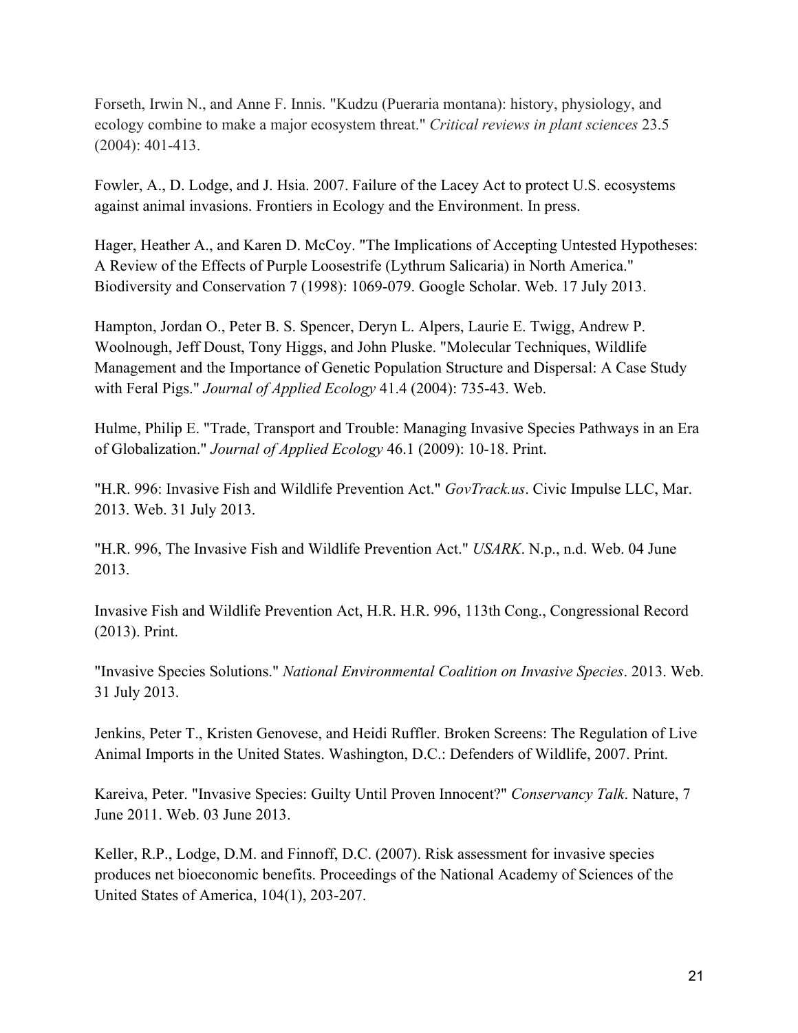Forseth, Irwin N., and Anne F. Innis. "Kudzu (Pueraria montana): history, physiology, and ecology combine to make a major ecosystem threat." *Critical reviews in plant sciences* 23.5 (2004): 401-413.

Fowler, A., D. Lodge, and J. Hsia. 2007. Failure of the Lacey Act to protect U.S. ecosystems against animal invasions. Frontiers in Ecology and the Environment. In press.

Hager, Heather A., and Karen D. McCoy. "The Implications of Accepting Untested Hypotheses: A Review of the Effects of Purple Loosestrife (Lythrum Salicaria) in North America." Biodiversity and Conservation 7 (1998): 1069-079. Google Scholar. Web. 17 July 2013.

Hampton, Jordan O., Peter B. S. Spencer, Deryn L. Alpers, Laurie E. Twigg, Andrew P. Woolnough, Jeff Doust, Tony Higgs, and John Pluske. "Molecular Techniques, Wildlife Management and the Importance of Genetic Population Structure and Dispersal: A Case Study with Feral Pigs." *Journal of Applied Ecology* 41.4 (2004): 735-43. Web.

Hulme, Philip E. "Trade, Transport and Trouble: Managing Invasive Species Pathways in an Era of Globalization." *Journal of Applied Ecology* 46.1 (2009): 10-18. Print.

"H.R. 996: Invasive Fish and Wildlife Prevention Act." *GovTrack.us*. Civic Impulse LLC, Mar. 2013. Web. 31 July 2013.

"H.R. 996, The Invasive Fish and Wildlife Prevention Act." *USARK*. N.p., n.d. Web. 04 June 2013.

Invasive Fish and Wildlife Prevention Act, H.R. H.R. 996, 113th Cong., Congressional Record (2013). Print.

"Invasive Species Solutions." *National Environmental Coalition on Invasive Species*. 2013. Web. 31 July 2013.

Jenkins, Peter T., Kristen Genovese, and Heidi Ruffler. Broken Screens: The Regulation of Live Animal Imports in the United States. Washington, D.C.: Defenders of Wildlife, 2007. Print.

Kareiva, Peter. "Invasive Species: Guilty Until Proven Innocent?" *Conservancy Talk*. Nature, 7 June 2011. Web. 03 June 2013.

Keller, R.P., Lodge, D.M. and Finnoff, D.C. (2007). Risk assessment for invasive species produces net bioeconomic benefits. Proceedings of the National Academy of Sciences of the United States of America, 104(1), 203-207.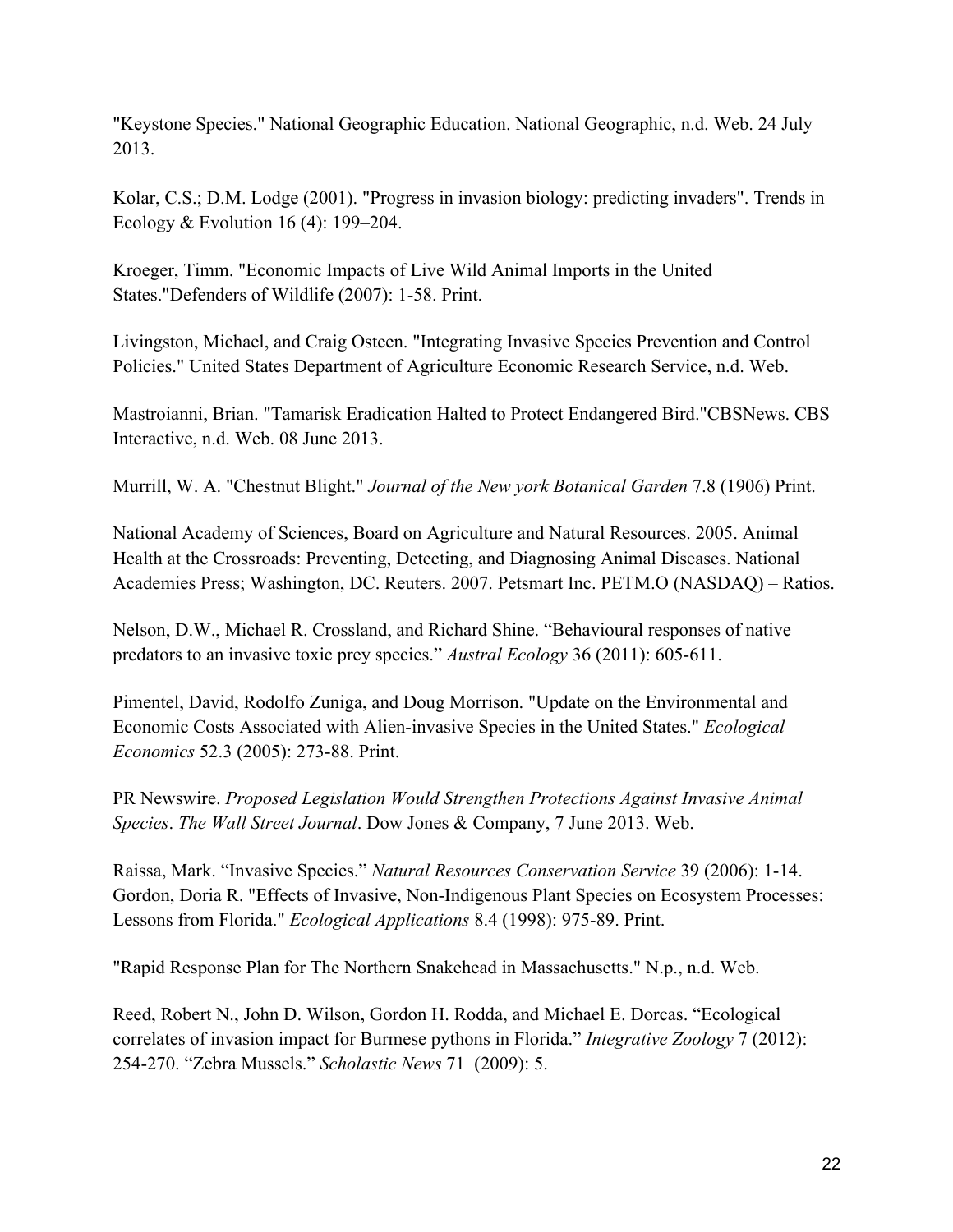"Keystone Species." National Geographic Education. National Geographic, n.d. Web. 24 July 2013.

Kolar, C.S.; D.M. Lodge (2001). "Progress in invasion biology: predicting invaders". Trends in Ecology & Evolution 16 (4): 199–204.

Kroeger, Timm. "Economic Impacts of Live Wild Animal Imports in the United States."Defenders of Wildlife (2007): 1-58. Print.

Livingston, Michael, and Craig Osteen. "Integrating Invasive Species Prevention and Control Policies." United States Department of Agriculture Economic Research Service, n.d. Web.

Mastroianni, Brian. "Tamarisk Eradication Halted to Protect Endangered Bird."CBSNews. CBS Interactive, n.d. Web. 08 June 2013.

Murrill, W. A. "Chestnut Blight." *Journal of the New york Botanical Garden* 7.8 (1906) Print.

National Academy of Sciences, Board on Agriculture and Natural Resources. 2005. Animal Health at the Crossroads: Preventing, Detecting, and Diagnosing Animal Diseases. National Academies Press; Washington, DC. Reuters. 2007. Petsmart Inc. PETM.O (NASDAQ) – Ratios.

Nelson, D.W., Michael R. Crossland, and Richard Shine. "Behavioural responses of native predators to an invasive toxic prey species." *Austral Ecology* 36 (2011): 605-611.

Pimentel, David, Rodolfo Zuniga, and Doug Morrison. "Update on the Environmental and Economic Costs Associated with Alien-invasive Species in the United States." *Ecological Economics* 52.3 (2005): 273-88. Print.

PR Newswire. *Proposed Legislation Would Strengthen Protections Against Invasive Animal Species*. *The Wall Street Journal*. Dow Jones & Company, 7 June 2013. Web.

Raissa, Mark. "Invasive Species." *Natural Resources Conservation Service* 39 (2006): 1-14. Gordon, Doria R. "Effects of Invasive, Non-Indigenous Plant Species on Ecosystem Processes: Lessons from Florida." *Ecological Applications* 8.4 (1998): 975-89. Print.

"Rapid Response Plan for The Northern Snakehead in Massachusetts." N.p., n.d. Web.

Reed, Robert N., John D. Wilson, Gordon H. Rodda, and Michael E. Dorcas. "Ecological correlates of invasion impact for Burmese pythons in Florida." *Integrative Zoology* 7 (2012): 254-270. "Zebra Mussels." *Scholastic News* 71 (2009): 5.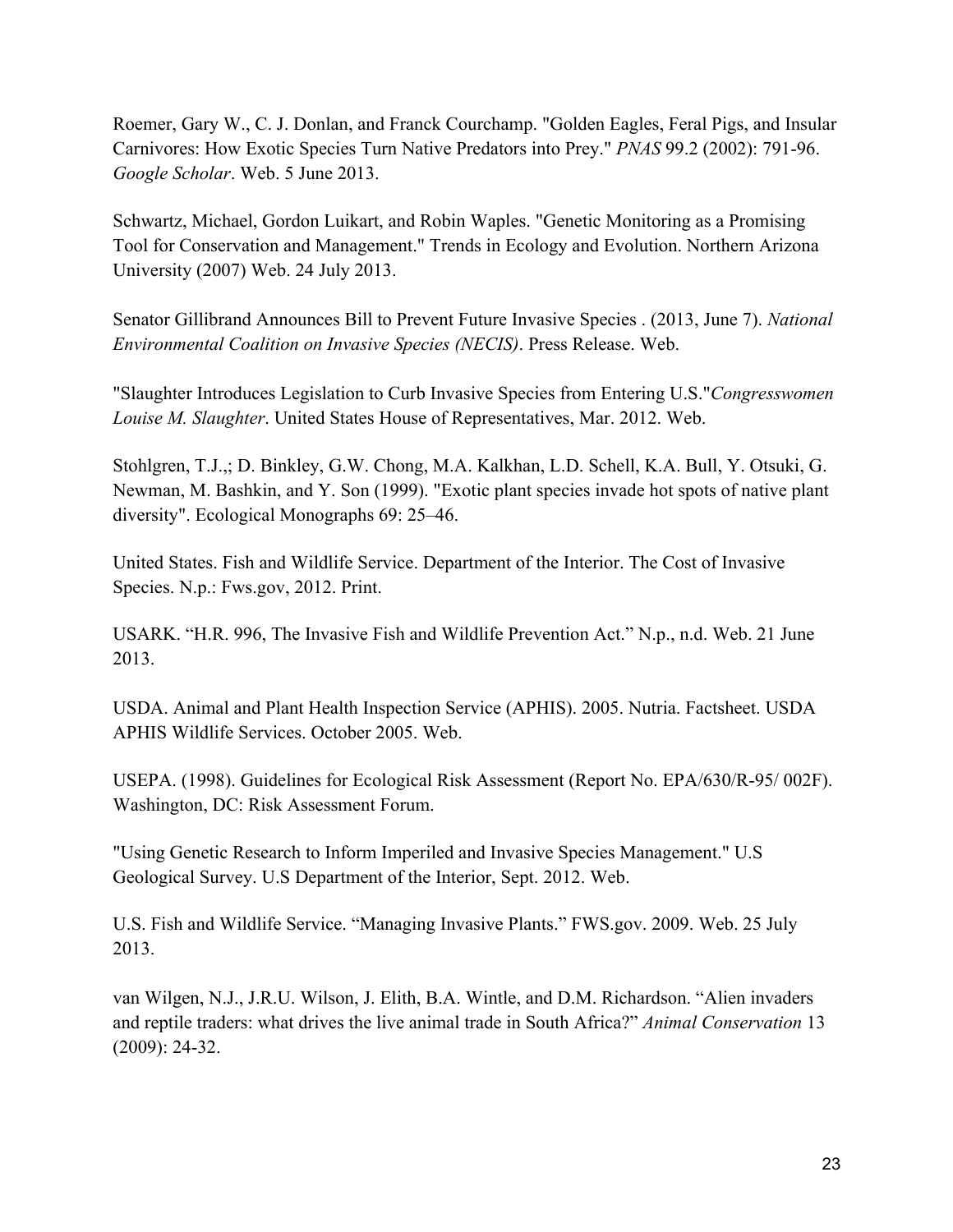Roemer, Gary W., C. J. Donlan, and Franck Courchamp. "Golden Eagles, Feral Pigs, and Insular Carnivores: How Exotic Species Turn Native Predators into Prey." *PNAS* 99.2 (2002): 791-96. *Google Scholar*. Web. 5 June 2013.

Schwartz, Michael, Gordon Luikart, and Robin Waples. "Genetic Monitoring as a Promising Tool for Conservation and Management." Trends in Ecology and Evolution. Northern Arizona University (2007) Web. 24 July 2013.

Senator Gillibrand Announces Bill to Prevent Future Invasive Species . (2013, June 7). *National Environmental Coalition on Invasive Species (NECIS)*. Press Release. Web.

"Slaughter Introduces Legislation to Curb Invasive Species from Entering U.S."*Congresswomen Louise M. Slaughter*. United States House of Representatives, Mar. 2012. Web.

Stohlgren, T.J.,; D. Binkley, G.W. Chong, M.A. Kalkhan, L.D. Schell, K.A. Bull, Y. Otsuki, G. Newman, M. Bashkin, and Y. Son (1999). "Exotic plant species invade hot spots of native plant diversity". Ecological Monographs 69: 25–46.

United States. Fish and Wildlife Service. Department of the Interior. The Cost of Invasive Species. N.p.: Fws.gov, 2012. Print.

USARK. "H.R. 996, The Invasive Fish and Wildlife Prevention Act." N.p., n.d. Web. 21 June 2013.

USDA. Animal and Plant Health Inspection Service (APHIS). 2005. Nutria. Factsheet. USDA APHIS Wildlife Services. October 2005. Web.

USEPA. (1998). Guidelines for Ecological Risk Assessment (Report No. EPA/630/R-95/ 002F). Washington, DC: Risk Assessment Forum.

"Using Genetic Research to Inform Imperiled and Invasive Species Management." U.S Geological Survey. U.S Department of the Interior, Sept. 2012. Web.

U.S. Fish and Wildlife Service. "Managing Invasive Plants." FWS.gov. 2009. Web. 25 July 2013.

van Wilgen, N.J., J.R.U. Wilson, J. Elith, B.A. Wintle, and D.M. Richardson. "Alien invaders and reptile traders: what drives the live animal trade in South Africa?" *Animal Conservation* 13 (2009): 24-32.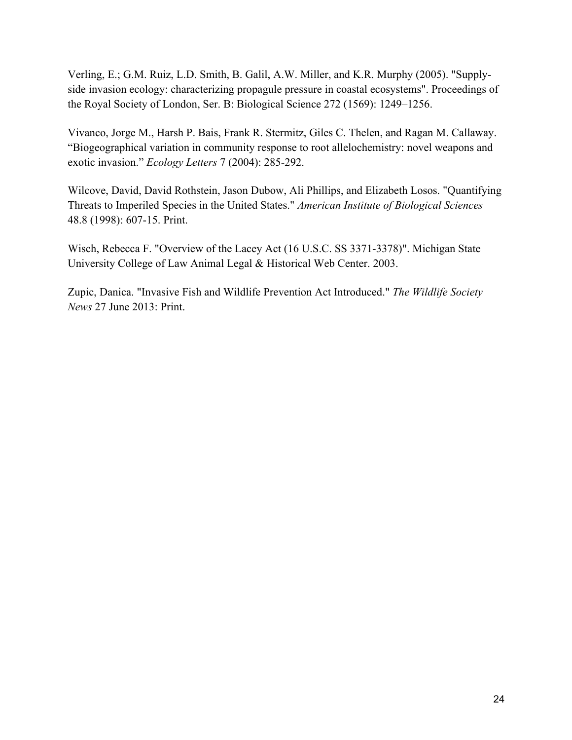Verling, E.; G.M. Ruiz, L.D. Smith, B. Galil, A.W. Miller, and K.R. Murphy (2005). "Supply-side invasion ecology: characterizing propagule pressure in coastal ecosystems". Proceedings of the Royal Society of London, Ser. B: Biological Science 272 (1569): 1249–1256.

Vivanco, Jorge M., Harsh P. Bais, Frank R. Stermitz, Giles C. Thelen, and Ragan M. Callaway. "Biogeographical variation in community response to root allelochemistry: novel weapons and exotic invasion." *Ecology Letters* 7 (2004): 285-292.

Wilcove, David, David Rothstein, Jason Dubow, Ali Phillips, and Elizabeth Losos. "Quantifying Threats to Imperiled Species in the United States." *American Institute of Biological Sciences* 48.8 (1998): 607-15. Print.

Wisch, Rebecca F. "Overview of the Lacey Act (16 U.S.C. SS 3371-3378)". Michigan State University College of Law Animal Legal & Historical Web Center. 2003.

Zupic, Danica. "Invasive Fish and Wildlife Prevention Act Introduced." *The Wildlife Society News* 27 June 2013: Print.